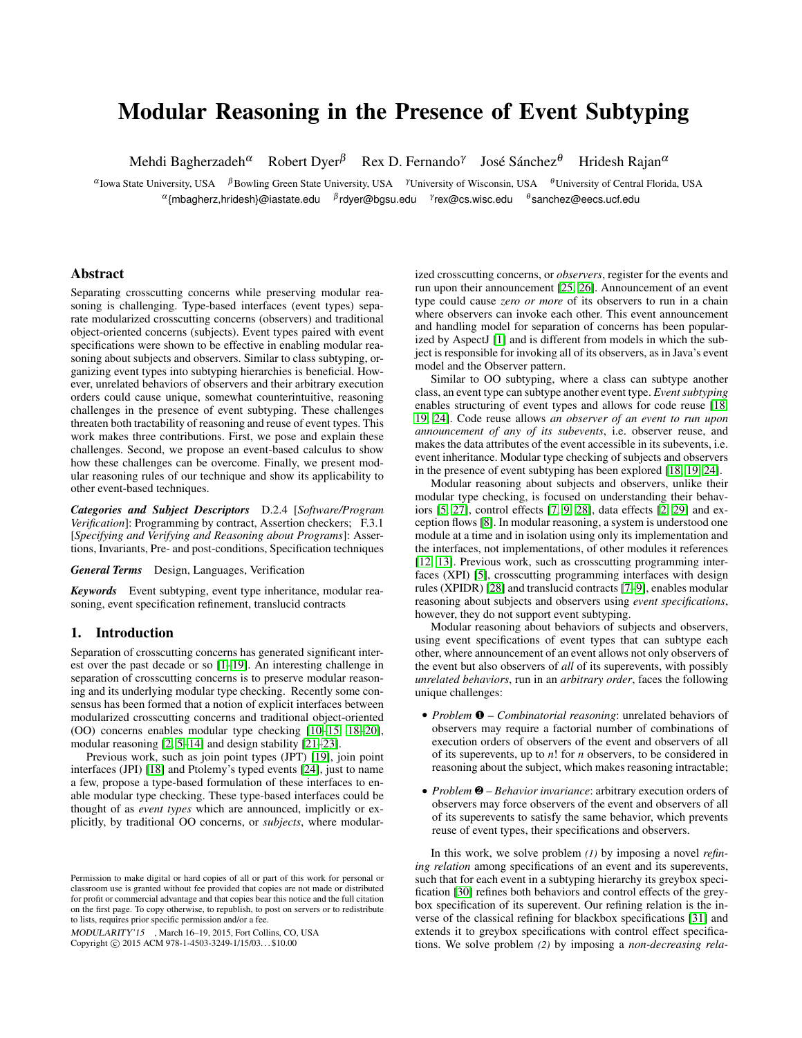# Modular Reasoning in the Presence of Event Subtyping

Mehdi Bagherzadeh[α] Robert Dyer[β] Rex D. Fernando[γ] José Sánchez[θ] Hridesh Rajan[α]

[α]Iowa State University, USA [β]Bowling Green State University, USA [γ]University of Wisconsin, USA [θ]University of Central Florida, USA

[α]{mbagherz,hridesh}@iastate.edu [β]rdyer@bgsu.edu [γ]rex@cs.wisc.edu [θ]sanchez@eecs.ucf.edu

## Abstract

Separating crosscutting concerns while preserving modular reasoning is challenging. Type-based interfaces (event types) separate modularized crosscutting concerns (observers) and traditional object-oriented concerns (subjects). Event types paired with event specifications were shown to be effective in enabling modular reasoning about subjects and observers. Similar to class subtyping, organizing event types into subtyping hierarchies is beneficial. However, unrelated behaviors of observers and their arbitrary execution orders could cause unique, somewhat counterintuitive, reasoning challenges in the presence of event subtyping. These challenges threaten both tractability of reasoning and reuse of event types. This work makes three contributions. First, we pose and explain these challenges. Second, we propose an event-based calculus to show how these challenges can be overcome. Finally, we present modular reasoning rules of our technique and show its applicability to other event-based techniques.

***Categories and Subject Descriptors*** D.2.4 [*Software/Program Verification*]: Programming by contract, Assertion checkers; F.3.1 [*Specifying and Verifying and Reasoning about Programs*]: Assertions, Invariants, Pre- and post-conditions, Specification techniques

***General Terms*** Design, Languages, Verification

***Keywords*** Event subtyping, event type inheritance, modular reasoning, event specification refinement, translucid contracts

## 1. Introduction

Separation of crosscutting concerns has generated significant interest over the past decade or so [1–19]. An interesting challenge in separation of crosscutting concerns is to preserve modular reasoning and its underlying modular type checking. Recently some consensus has been formed that a notion of explicit interfaces between modularized crosscutting concerns and traditional object-oriented (OO) concerns enables modular type checking [10–15, 18–20], modular reasoning [2, 5–14] and design stability [21–23].

Previous work, such as join point types (JPT) [19], join point interfaces (JPI) [18] and Ptolemy's typed events [24], just to name a few, propose a type-based formulation of these interfaces to enable modular type checking. These type-based interfaces could be thought of as *event types* which are announced, implicitly or explicitly, by traditional OO concerns, or *subjects*, where modularized crosscutting concerns, or *observers*, register for the events and run upon their announcement [25, 26]. Announcement of an event type could cause *zero or more* of its observers to run in a chain where observers can invoke each other. This event announcement and handling model for separation of concerns has been popularized by AspectJ [1] and is different from models in which the subject is responsible for invoking all of its observers, as in Java's event model and the Observer pattern.

Similar to OO subtyping, where a class can subtype another class, an event type can subtype another event type. *Event subtyping* enables structuring of event types and allows for code reuse [18, 19, 24]. Code reuse allows *an observer of an event to run upon announcement of any of its subevents*, i.e. observer reuse, and makes the data attributes of the event accessible in its subevents, i.e. event inheritance. Modular type checking of subjects and observers in the presence of event subtyping has been explored [18, 19, 24].

Modular reasoning about subjects and observers, unlike their modular type checking, is focused on understanding their behaviors [5, 27], control effects [7, 9, 28], data effects [2, 29] and exception flows [8]. In modular reasoning, a system is understood one module at a time and in isolation using only its implementation and the interfaces, not implementations, of other modules it references [12, 13]. Previous work, such as crosscutting programming interfaces (XPI) [5], crosscutting programming interfaces with design rules (XPIDR) [28] and translucid contracts [7–9], enables modular reasoning about subjects and observers using *event specifications*, however, they do not support event subtyping.

Modular reasoning about behaviors of subjects and observers, using event specifications of event types that can subtype each other, where announcement of an event allows not only observers of the event but also observers of *all* of its superevents, with possibly *unrelated behaviors*, run in an *arbitrary order*, faces the following unique challenges:

- *Problem* ❶ – *Combinatorial reasoning*: unrelated behaviors of observers may require a factorial number of combinations of execution orders of observers of the event and observers of all of its superevents, up to $n!$ for $n$ observers, to be considered in reasoning about the subject, which makes reasoning intractable;
- *Problem* ❷ – *Behavior invariance*: arbitrary execution orders of observers may force observers of the event and observers of all of its superevents to satisfy the same behavior, which prevents reuse of event types, their specifications and observers.

In this work, we solve problem *(1)* by imposing a novel *refining relation* among specifications of an event and its superevents, such that for each event in a subtyping hierarchy its greybox specification [30] refines both behaviors and control effects of the greybox specification of its superevent. Our refining relation is the inverse of the classical refining for blackbox specifications [31] and extends it to greybox specifications with control effect specifications. We solve problem *(2)* by imposing a *non-decreasing rela-*

Permission to make digital or hard copies of all or part of this work for personal or classroom use is granted without fee provided that copies are not made or distributed for profit or commercial advantage and that copies bear this notice and the full citation on the first page. To copy otherwise, to republish, to post on servers or to redistribute to lists, requires prior specific permission and/or a fee.

*MODULARITY'15* , March 16–19, 2015, Fort Collins, CO, USA
Copyright © 2015 ACM 978-1-4503-3249-1/15/03. . . $10.00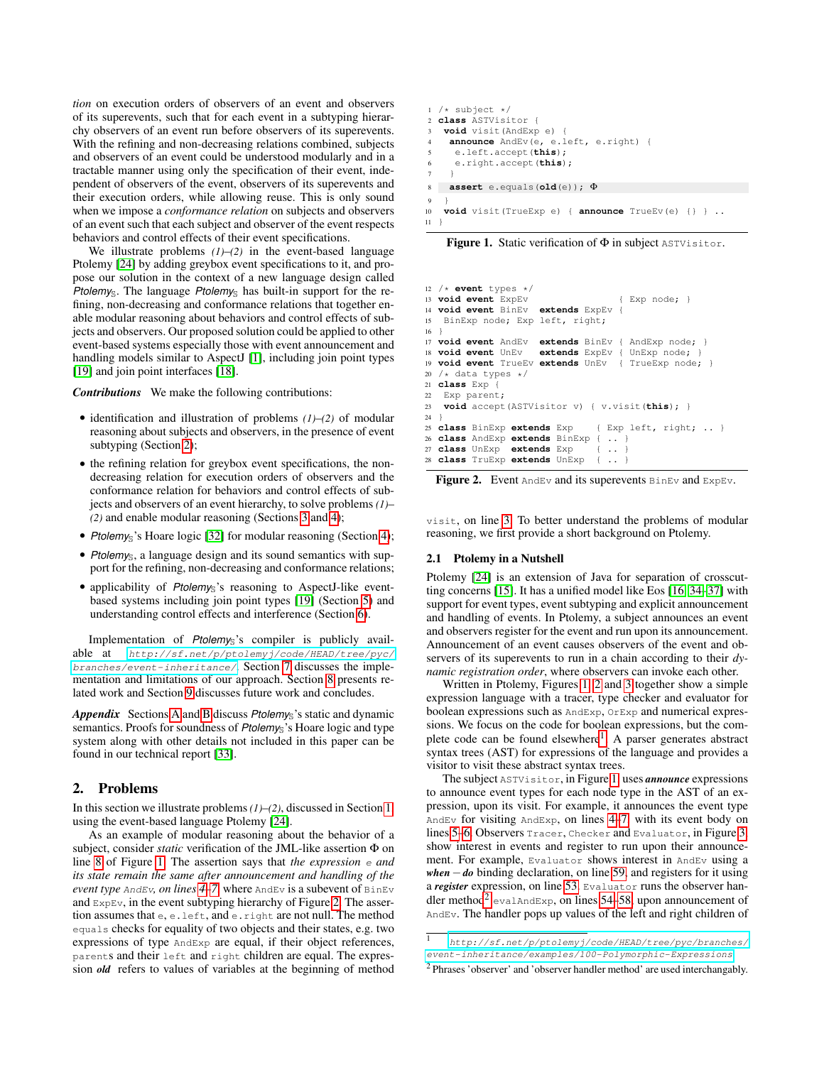*tion* on execution orders of observers of an event and observers of its superevents, such that for each event in a subtyping hierarchy observers of an event run before observers of its superevents. With the refining and non-decreasing relations combined, subjects and observers of an event could be understood modularly and in a tractable manner using only the specification of their event, independent of observers of the event, observers of its superevents and their execution orders, while allowing reuse. This is only sound when we impose a *conformance relation* on subjects and observers of an event such that each subject and observer of the event respects behaviors and control effects of their event specifications.

We illustrate problems *(1)–(2)* in the event-based language Ptolemy [24] by adding greybox event specifications to it, and propose our solution in the context of a new language design called *Ptolemy*$_{\mathbb{S}}$. The language *Ptolemy*$_{\mathbb{S}}$ has built-in support for the refining, non-decreasing and conformance relations that together enable modular reasoning about behaviors and control effects of subjects and observers. Our proposed solution could be applied to other event-based systems especially those with event announcement and handling models similar to AspectJ [1], including join point types [19] and join point interfaces [18].

***Contributions*** We make the following contributions:

- identification and illustration of problems *(1)–(2)* of modular reasoning about subjects and observers, in the presence of event subtyping (Section 2);
- the refining relation for greybox event specifications, the non-decreasing relation for execution orders of observers and the conformance relation for behaviors and control effects of subjects and observers of an event hierarchy, to solve problems *(1)–(2)* and enable modular reasoning (Sections 3 and 4);
- *Ptolemy*$_{\mathbb{S}}$'s Hoare logic [32] for modular reasoning (Section 4);
- *Ptolemy*$_{\mathbb{S}}$, a language design and its sound semantics with support for the refining, non-decreasing and conformance relations;
- applicability of *Ptolemy*$_{\mathbb{S}}$'s reasoning to AspectJ-like event-based systems including join point types [19] (Section 5) and understanding control effects and interference (Section 6).

Implementation of *Ptolemy*$_{\mathbb{S}}$'s compiler is publicly available at `http://sf.net/p/ptolemyj/code/HEAD/tree/pyc/branches/event-inheritance/`. Section 7 discusses the implementation and limitations of our approach. Section 8 presents related work and Section 9 discusses future work and concludes.

***Appendix*** Sections A and B discuss *Ptolemy*$_{\mathbb{S}}$'s static and dynamic semantics. Proofs for soundness of *Ptolemy*$_{\mathbb{S}}$'s Hoare logic and type system along with other details not included in this paper can be found in our technical report [33].

## 2. Problems

In this section we illustrate problems *(1)–(2)*, discussed in Section 1 using the event-based language Ptolemy [24].

As an example of modular reasoning about the behavior of a subject, consider *static* verification of the JML-like assertion Φ on line 8 of Figure 1. The assertion says that *the expression* `e` *and its state remain the same after announcement and handling of the event type* `AndEv`*, on lines 4–7* where `AndEv` is a subevent of `BinEv` and `ExpEv`, in the event subtyping hierarchy of Figure 2. The assertion assumes that `e`, `e.left`, and `e.right` are not null. The method `equals` checks for equality of two objects and their states, e.g. two expressions of type `AndExp` are equal, if their object references, `parent`s and their `left` and `right` children are equal. The expression ***old*** refers to values of variables at the beginning of method `visit`, on line 3. To better understand the problems of modular reasoning, we first provide a short background on Ptolemy.

```
1  /* subject */
2  class ASTVisitor {
3   void visit(AndExp e) {
4    announce AndEv(e, e.left, e.right) {
5     e.left.accept(this);
6     e.right.accept(this);
7    }
8    assert e.equals(old(e)); Φ
9   }
10  void visit(TrueExp e) { announce TrueEv(e) {} } ..
11 }
```

**Figure 1.** Static verification of Φ in subject `ASTVisitor`.

```
12 /* event types */
13 void event ExpEv                  { Exp node; }
14 void event BinEv  extends ExpEv {
15  BinExp node; Exp left, right;
16 }
17 void event AndEv  extends BinEv { AndExp node; }
18 void event UnEv   extends ExpEv { UnExp node; }
19 void event TrueEv extends UnEv  { TrueExp node; }
20 /* data types */
21 class Exp {
22  Exp parent;
23  void accept(ASTVisitor v) { v.visit(this); }
24 }
25 class BinExp extends Exp    { Exp left, right; .. }
26 class AndExp extends BinExp { .. }
27 class UnExp  extends Exp    { .. }
28 class TruExp extends UnExp  { .. }
```

**Figure 2.** Event `AndEv` and its superevents `BinEv` and `ExpEv`.

### 2.1 Ptolemy in a Nutshell

Ptolemy [24] is an extension of Java for separation of crosscutting concerns [15]. It has a unified model like Eos [16, 34–37] with support for event types, event subtyping and explicit announcement and handling of events. In Ptolemy, a subject announces an event and observers register for the event and run upon its announcement. Announcement of an event causes observers of the event and observers of its superevents to run in a chain according to their *dynamic registration order*, where observers can invoke each other.

Written in Ptolemy, Figures 1, 2 and 3 together show a simple expression language with a tracer, type checker and evaluator for boolean expressions such as `AndExp`, `OrExp` and numerical expressions. We focus on the code for boolean expressions, but the complete code can be found elsewhere[1]. A parser generates abstract syntax trees (AST) for expressions of the language and provides a visitor to visit these abstract syntax trees.

The subject `ASTVisitor`, in Figure 1, uses ***announce*** expressions to announce event types for each node type in the AST of an expression, upon its visit. For example, it announces the event type `AndEv` for visiting `AndExp`, on lines 4–7, with its event body on lines 5–6. Observers `Tracer`, `Checker` and `Evaluator`, in Figure 3, show interest in events and register to run upon their announcement. For example, `Evaluator` shows interest in `AndEv` using a ***when – do*** binding declaration, on line 59, and registers for it using a ***register*** expression, on line 53. `Evaluator` runs the observer handler method[2] `evalAndExp`, on lines 54–58, upon announcement of `AndEv`. The handler pops up values of the left and right children of

[1] `http://sf.net/p/ptolemyj/code/HEAD/tree/pyc/branches/event-inheritance/examples/100-Polymorphic-Expressions`

[2] Phrases 'observer' and 'observer handler method' are used interchangably.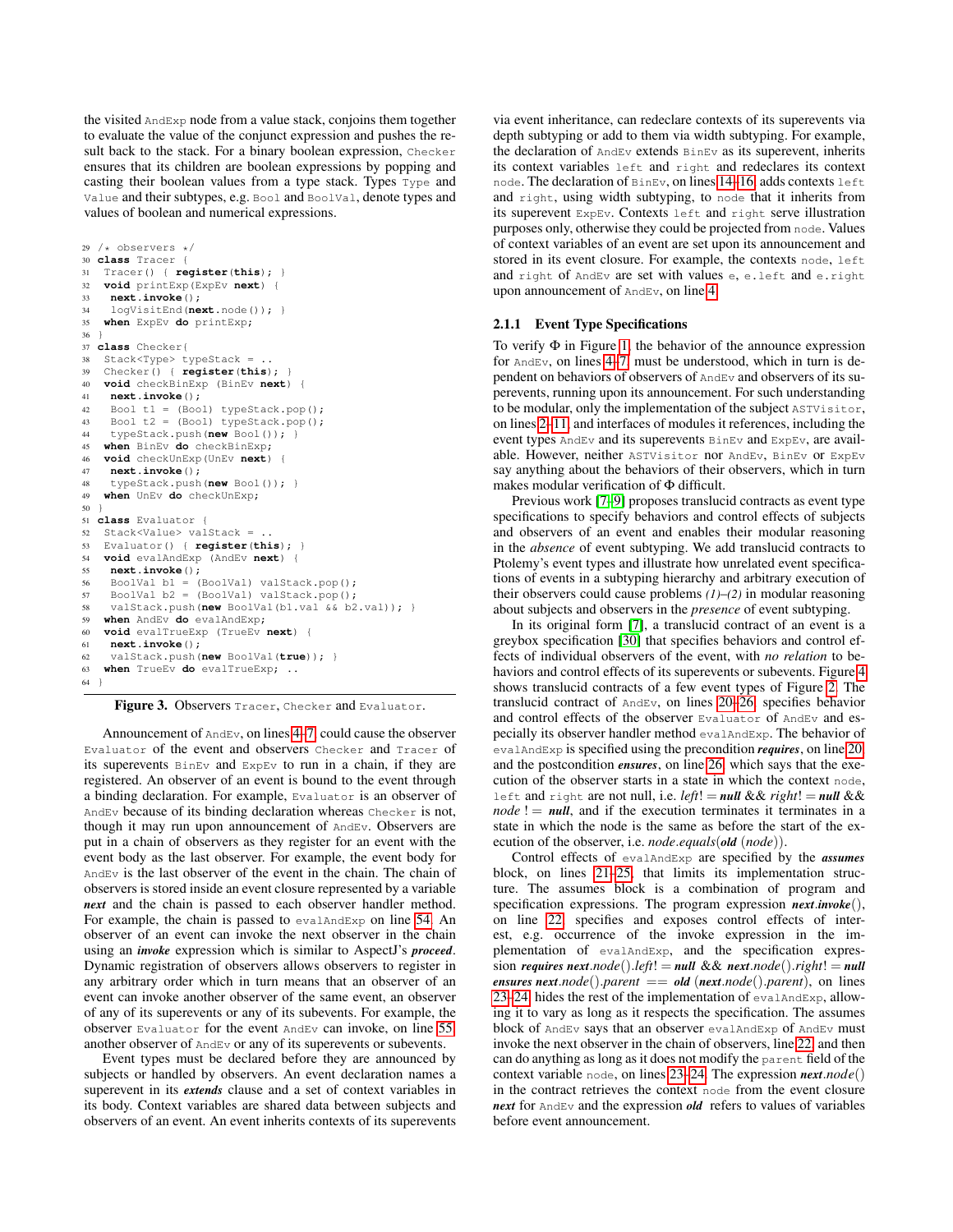the visited `AndExp` node from a value stack, conjoins them together to evaluate the value of the conjunct expression and pushes the result back to the stack. For a binary boolean expression, `Checker` ensures that its children are boolean expressions by popping and casting their boolean values from a type stack. Types `Type` and `Value` and their subtypes, e.g. `Bool` and `BoolVal`, denote types and values of boolean and numerical expressions.

```
29 /* observers */
30 class Tracer {
31  Tracer() { register(this); }
32  void printExp(ExpEv next) {
33   next.invoke();
34   logVisitEnd(next.node()); }
35  when ExpEv do printExp;
36 }
37 class Checker{
38  Stack<Type> typeStack = ..
39  Checker() { register(this); }
40  void checkBinExp (BinEv next) {
41   next.invoke();
42   Bool t1 = (Bool) typeStack.pop();
43   Bool t2 = (Bool) typeStack.pop();
44   typeStack.push(new Bool()); }
45  when BinEv do checkBinExp;
46  void checkUnExp(UnEv next) {
47   next.invoke();
48   typeStack.push(new Bool()); }
49  when UnEv do checkUnExp;
50 }
51 class Evaluator {
52  Stack<Value> valStack = ..
53  Evaluator() { register(this); }
54  void evalAndExp (AndEv next) {
55   next.invoke();
56   BoolVal b1 = (BoolVal) valStack.pop();
57   BoolVal b2 = (BoolVal) valStack.pop();
58   valStack.push(new BoolVal(b1.val && b2.val)); }
59  when AndEv do evalAndExp;
60  void evalTrueExp (TrueEv next) {
61   next.invoke();
62   valStack.push(new BoolVal(true)); }
63  when TrueEv do evalTrueExp; ..
64 }
```

**Figure 3.** Observers `Tracer`, `Checker` and `Evaluator`.

Announcement of `AndEv`, on lines 4–7, could cause the observer `Evaluator` of the event and observers `Checker` and `Tracer` of its superevents `BinEv` and `ExpEv` to run in a chain, if they are registered. An observer of an event is bound to the event through a binding declaration. For example, `Evaluator` is an observer of `AndEv` because of its binding declaration whereas `Checker` is not, though it may run upon announcement of `AndEv`. Observers are put in a chain of observers as they register for an event with the event body as the last observer. For example, the event body for `AndEv` is the last observer of the event in the chain. The chain of observers is stored inside an event closure represented by a variable ***next*** and the chain is passed to each observer handler method. For example, the chain is passed to `evalAndExp` on line 54. An observer of an event can invoke the next observer in the chain using an ***invoke*** expression which is similar to AspectJ's ***proceed***. Dynamic registration of observers allows observers to register in any arbitrary order which in turn means that an observer of an event can invoke another observer of the same event, an observer of any of its superevents or any of its subevents. For example, the observer `Evaluator` for the event `AndEv` can invoke, on line 55, another observer of `AndEv` or any of its superevents or subevents.

Event types must be declared before they are announced by subjects or handled by observers. An event declaration names a superevent in its ***extends*** clause and a set of context variables in its body. Context variables are shared data between subjects and observers of an event. An event inherits contexts of its superevents via event inheritance, can redeclare contexts of its superevents via depth subtyping or add to them via width subtyping. For example, the declaration of `AndEv` extends `BinEv` as its superevent, inherits its context variables `left` and `right` and redeclares its context `node`. The declaration of `BinEv`, on lines 14–16, adds contexts `left` and `right`, using width subtyping, to `node` that it inherits from its superevent `ExpEv`. Contexts `left` and `right` serve illustration purposes only, otherwise they could be projected from `node`. Values of context variables of an event are set upon its announcement and stored in its event closure. For example, the contexts `node`, `left` and `right` of `AndEv` are set with values `e`, `e.left` and `e.right` upon announcement of `AndEv`, on line 4.

### 2.1.1 Event Type Specifications

To verify $\Phi$ in Figure 1, the behavior of the announce expression for `AndEv`, on lines 4–7, must be understood, which in turn is dependent on behaviors of observers of `AndEv` and observers of its superevents, running upon its announcement. For such understanding to be modular, only the implementation of the subject `ASTVisitor`, on lines 2–11, and interfaces of modules it references, including the event types `AndEv` and its superevents `BinEv` and `ExpEv`, are available. However, neither `ASTVisitor` nor `AndEv`, `BinEv` or `ExpEv` say anything about the behaviors of their observers, which in turn makes modular verification of $\Phi$ difficult.

Previous work [7–9] proposes translucid contracts as event type specifications to specify behaviors and control effects of subjects and observers of an event and enables their modular reasoning in the *absence* of event subtyping. We add translucid contracts to Ptolemy's event types and illustrate how unrelated event specifications of events in a subtyping hierarchy and arbitrary execution of their observers could cause problems *(1)–(2)* in modular reasoning about subjects and observers in the *presence* of event subtyping.

In its original form [7], a translucid contract of an event is a greybox specification [30] that specifies behaviors and control effects of individual observers of the event, with *no relation* to behaviors and control effects of its superevents or subevents. Figure 4 shows translucid contracts of a few event types of Figure 2. The translucid contract of `AndEv`, on lines 20–26, specifies behavior and control effects of the observer `Evaluator` of `AndEv` and especially its observer handler method `evalAndExp`. The behavior of `evalAndExp` is specified using the precondition ***requires***, on line 20, and the postcondition ***ensures***, on line 26, which says that the execution of the observer starts in a state in which the context `node`, `left` and `right` are not null, i.e. *left*! = ***null*** && *right*! = ***null*** && *node* ! = ***null***, and if the execution terminates it terminates in a state in which the node is the same as before the start of the execution of the observer, i.e. *node*.*equals*(***old*** (*node*)).

Control effects of `evalAndExp` are specified by the ***assumes*** block, on lines 21–25, that limits its implementation structure. The assumes block is a combination of program and specification expressions. The program expression ***next***.***invoke***(), on line 22, specifies and exposes control effects of interest, e.g. occurrence of the invoke expression in the implementation of `evalAndExp`, and the specification expression ***requires next***.*node*().*left*! = ***null*** && ***next***.*node*().*right*! = ***null ensures next***.*node*().*parent* == ***old*** (***next***.*node*().*parent*), on lines 23–24, hides the rest of the implementation of `evalAndExp`, allowing it to vary as long as it respects the specification. The assumes block of `AndEv` says that an observer `evalAndExp` of `AndEv` must invoke the next observer in the chain of observers, line 22, and then can do anything as long as it does not modify the `parent` field of the context variable `node`, on lines 23–24. The expression ***next***.*node*() in the contract retrieves the context `node` from the event closure ***next*** for `AndEv` and the expression ***old*** refers to values of variables before event announcement.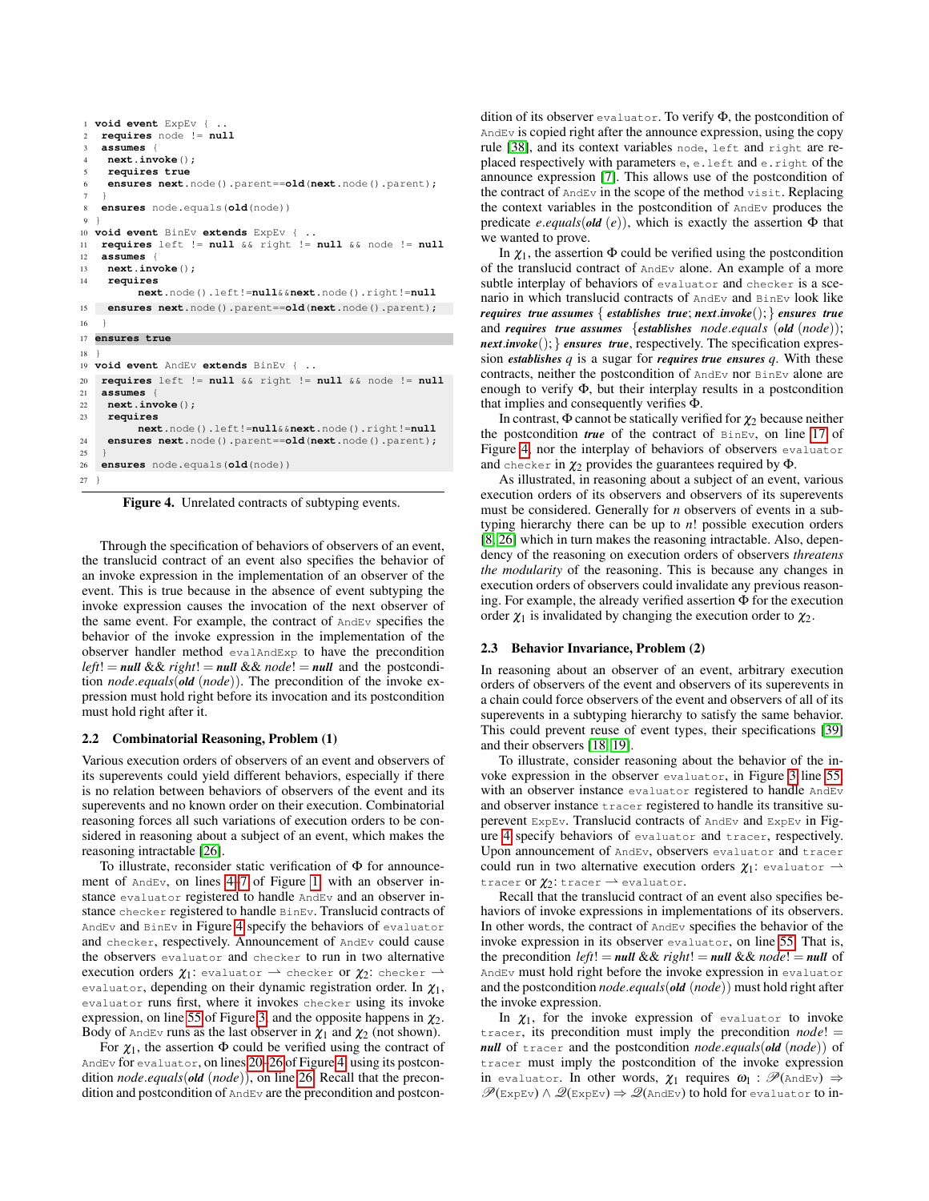```
1  void event ExpEv { ..
2   requires node != null
3   assumes {
4    next.invoke();
5    requires true
6    ensures next.node().parent==old(next.node().parent);
7   }
8   ensures node.equals(old(node))
9  }
10 void event BinEv extends ExpEv { ..
11  requires left != null && right != null && node != null
12  assumes {
13   next.invoke();
14   requires
        next.node().left!=null&&next.node().right!=null
15   ensures next.node().parent==old(next.node().parent);
16  }
17  ensures true
18 }
19 void event AndEv extends BinEv { ..
20  requires left != null && right != null && node != null
21  assumes {
22   next.invoke();
23   requires
        next.node().left!=null&&next.node().right!=null
24   ensures next.node().parent==old(next.node().parent);
25  }
26  ensures node.equals(old(node))
27 }
```

**Figure 4.** Unrelated contracts of subtyping events.

Through the specification of behaviors of observers of an event, the translucid contract of an event also specifies the behavior of an invoke expression in the implementation of an observer of the event. This is true because in the absence of event subtyping the invoke expression causes the invocation of the next observer of the same event. For example, the contract of `AndEv` specifies the behavior of the invoke expression in the implementation of the observer handler method `evalAndExp` to have the precondition $left != \textbf{\textit{null}}$ && $right != \textbf{\textit{null}}$ && $node != \textbf{\textit{null}}$ and the postcondition $node.equals(\textbf{\textit{old}}\ (node))$. The precondition of the invoke expression must hold right before its invocation and its postcondition must hold right after it.

### 2.2 Combinatorial Reasoning, Problem (1)

Various execution orders of observers of an event and observers of its superevents could yield different behaviors, especially if there is no relation between behaviors of observers of the event and its superevents and no known order on their execution. Combinatorial reasoning forces all such variations of execution orders to be considered in reasoning about a subject of an event, which makes the reasoning intractable [26].

To illustrate, reconsider static verification of $\Phi$ for announcement of `AndEv`, on lines 4–7 of Figure 1, with an observer instance `evaluator` registered to handle `AndEv` and an observer instance `checker` registered to handle `BinEv`. Translucid contracts of `AndEv` and `BinEv` in Figure 4 specify the behaviors of `evaluator` and `checker`, respectively. Announcement of `AndEv` could cause the observers `evaluator` and `checker` to run in two alternative execution orders $\chi_1$: `evaluator` $\rightharpoonup$ `checker` or $\chi_2$: `checker` $\rightharpoonup$ `evaluator`, depending on their dynamic registration order. In $\chi_1$, `evaluator` runs first, where it invokes `checker` using its invoke expression, on line 55 of Figure 3, and the opposite happens in $\chi_2$. Body of `AndEv` runs as the last observer in $\chi_1$ and $\chi_2$ (not shown).

For $\chi_1$, the assertion $\Phi$ could be verified using the contract of `AndEv` for `evaluator`, on lines 20–26 of Figure 4, using its postcondition $node.equals(\textbf{\textit{old}}\ (node))$, on line 26. Recall that the precondition and postcondition of `AndEv` are the precondition and postcondition of its observer `evaluator`. To verify $\Phi$, the postcondition of `AndEv` is copied right after the announce expression, using the copy rule [38], and its context variables `node`, `left` and `right` are replaced respectively with parameters `e`, `e.left` and `e.right` of the announce expression [7]. This allows use of the postcondition of the contract of `AndEv` in the scope of the method `visit`. Replacing the context variables in the postcondition of `AndEv` produces the predicate $e.equals(\textbf{\textit{old}}\ (e))$, which is exactly the assertion $\Phi$ that we wanted to prove.

In $\chi_1$, the assertion $\Phi$ could be verified using the postcondition of the translucid contract of `AndEv` alone. An example of a more subtle interplay of behaviors of `evaluator` and `checker` is a scenario in which translucid contracts of `AndEv` and `BinEv` look like ***requires true assumes*** { ***establishes true***; ***next.invoke***(); } ***ensures true*** and ***requires true assumes*** {***establishes*** $node.equals$ (***old*** $(node)$); ***next.invoke***(); } ***ensures true***, respectively. The specification expression ***establishes*** $q$ is a sugar for ***requires true ensures*** $q$. With these contracts, neither the postcondition of `AndEv` nor `BinEv` alone are enough to verify $\Phi$, but their interplay results in a postcondition that implies and consequently verifies $\Phi$.

In contrast, $\Phi$ cannot be statically verified for $\chi_2$ because neither the postcondition ***true*** of the contract of `BinEv`, on line 17 of Figure 4, nor the interplay of behaviors of observers `evaluator` and `checker` in $\chi_2$ provides the guarantees required by $\Phi$.

As illustrated, in reasoning about a subject of an event, various execution orders of its observers and observers of its superevents must be considered. Generally for $n$ observers of events in a subtyping hierarchy there can be up to $n!$ possible execution orders [8, 26] which in turn makes the reasoning intractable. Also, dependency of the reasoning on execution orders of observers *threatens the modularity* of the reasoning. This is because any changes in execution orders of observers could invalidate any previous reasoning. For example, the already verified assertion $\Phi$ for the execution order $\chi_1$ is invalidated by changing the execution order to $\chi_2$.

### 2.3 Behavior Invariance, Problem (2)

In reasoning about an observer of an event, arbitrary execution orders of observers of the event and observers of its superevents in a chain could force observers of the event and observers of all of its superevents in a subtyping hierarchy to satisfy the same behavior. This could prevent reuse of event types, their specifications [39] and their observers [18, 19].

To illustrate, consider reasoning about the behavior of the invoke expression in the observer `evaluator`, in Figure 3 line 55, with an observer instance `evaluator` registered to handle `AndEv` and observer instance `tracer` registered to handle its transitive superevent `ExpEv`. Translucid contracts of `AndEv` and `ExpEv` in Figure 4 specify behaviors of `evaluator` and `tracer`, respectively. Upon announcement of `AndEv`, observers `evaluator` and `tracer` could run in two alternative execution orders $\chi_1$: `evaluator` $\rightharpoonup$ `tracer` or $\chi_2$: `tracer` $\rightharpoonup$ `evaluator`.

Recall that the translucid contract of an event also specifies behaviors of invoke expressions in implementations of its observers. In other words, the contract of `AndEv` specifies the behavior of the invoke expression in its observer `evaluator`, on line 55. That is, the precondition $left != \textbf{\textit{null}}$ && $right != \textbf{\textit{null}}$ && $node != \textbf{\textit{null}}$ of `AndEv` must hold right before the invoke expression in `evaluator` and the postcondition $node.equals(\textbf{\textit{old}}\ (node))$ must hold right after the invoke expression.

In $\chi_1$, for the invoke expression of `evaluator` to invoke `tracer`, its precondition must imply the precondition $node != \textbf{\textit{null}}$ of `tracer` and the postcondition $node.equals(\textbf{\textit{old}}\ (node))$ of `tracer` must imply the postcondition of the invoke expression in `evaluator`. In other words, $\chi_1$ requires $\omega_1 : \mathscr{P}(\texttt{AndEv}) \Rightarrow \mathscr{P}(\texttt{ExpEv}) \wedge \mathscr{Q}(\texttt{ExpEv}) \Rightarrow \mathscr{Q}(\texttt{AndEv})$ to hold for `evaluator` to in-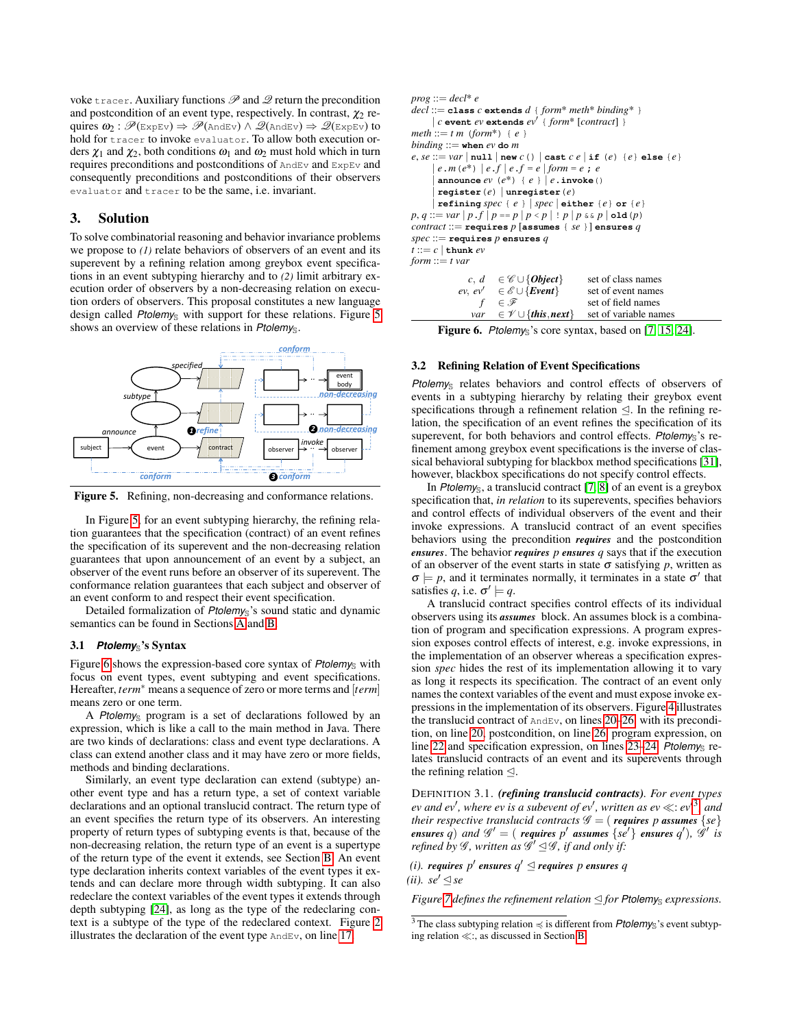voke `tracer`. Auxiliary functions $\mathscr{P}$ and $\mathscr{Q}$ return the precondition and postcondition of an event type, respectively. In contrast, $\chi_2$ requires $\omega_2 : \mathscr{P}(\texttt{ExpEv}) \Rightarrow \mathscr{P}(\texttt{AndEv}) \wedge \mathscr{Q}(\texttt{AndEv}) \Rightarrow \mathscr{Q}(\texttt{ExpEv})$ to hold for `tracer` to invoke `evaluator`. To allow both execution orders $\chi_1$ and $\chi_2$, both conditions $\omega_1$ and $\omega_2$ must hold which in turn requires preconditions and postconditions of `AndEv` and `ExpEv` and consequently preconditions and postconditions of their observers `evaluator` and `tracer` to be the same, i.e. invariant.

## 3. Solution

To solve combinatorial reasoning and behavior invariance problems we propose to *(1)* relate behaviors of observers of an event and its superevent by a refining relation among greybox event specifications in an event subtyping hierarchy and to *(2)* limit arbitrary execution order of observers by a non-decreasing relation on execution orders of observers. This proposal constitutes a new language design called *Ptolemy*$_{\mathbb{S}}$ with support for these relations. Figure 5 shows an overview of these relations in *Ptolemy*$_{\mathbb{S}}$.

conform
specified
event body
subtype
non-decreasing
announce
❶refine
❷non-decreasing
invoke
subject
event
contract
observer
observer
conform
❸conform

**Figure 5.** Refining, non-decreasing and conformance relations.

In Figure 5, for an event subtyping hierarchy, the refining relation guarantees that the specification (contract) of an event refines the specification of its superevent and the non-decreasing relation guarantees that upon announcement of an event by a subject, an observer of the event runs before an observer of its superevent. The conformance relation guarantees that each subject and observer of an event conform to and respect their event specification.

Detailed formalization of *Ptolemy*$_{\mathbb{S}}$'s sound static and dynamic semantics can be found in Sections A and B.

### 3.1 *Ptolemy*$_{\mathbb{S}}$'s Syntax

Figure 6 shows the expression-based core syntax of *Ptolemy*$_{\mathbb{S}}$ with focus on event types, event subtyping and event specifications. Hereafter, *term*$^*$ means a sequence of zero or more terms and [*term*] means zero or one term.

A *Ptolemy*$_{\mathbb{S}}$ program is a set of declarations followed by an expression, which is like a call to the main method in Java. There are two kinds of declarations: class and event type declarations. A class can extend another class and it may have zero or more fields, methods and binding declarations.

Similarly, an event type declaration can extend (subtype) another event type and has a return type, a set of context variable declarations and an optional translucid contract. The return type of an event specifies the return type of its observers. An interesting property of return types of subtyping events is that, because of the non-decreasing relation, the return type of an event is a supertype of the return type of the event it extends, see Section B. An event type declaration inherits context variables of the event types it extends and can declare more through width subtyping. It can also redeclare the context variables of the event types it extends through depth subtyping [24], as long as the type of the redeclaring context is a subtype of the type of the redeclared context. Figure 2 illustrates the declaration of the event type `AndEv`, on line 17.

```
prog ::= decl* e
decl ::= class c extends d { form* meth* binding* }
       | c event ev extends ev' { form* [contract] }
meth ::= t m (form*) { e }
binding ::= when ev do m
e, se ::= var | null | new c() | cast c e | if (e) {e} else {e}
        | e.m(e*) | e.f | e.f = e | form = e ; e
        | announce ev (e*) { e } | e.invoke()
        | register(e) | unregister(e)
        | refining spec { e } | spec | either {e} or {e}
p, q ::= var | p.f | p == p | p < p | ! p | p && p | old(p)
contract ::= requires p [assumes { se }] ensures q
spec ::= requires p ensures q
t ::= c | thunk ev
form ::= t var
```

| | | |
|---|---|---|
| $c,\ d$ | $\in \mathscr{C} \cup \{\textit{Object}\}$ | set of class names |
| $ev,\ ev'$ | $\in \mathscr{E} \cup \{\textit{Event}\}$ | set of event names |
| $f$ | $\in \mathscr{F}$ | set of field names |
| $var$ | $\in \mathscr{V} \cup \{\textit{this}, \textit{next}\}$ | set of variable names |

**Figure 6.** *Ptolemy*$_{\mathbb{S}}$'s core syntax, based on [7, 15, 24].

### 3.2 Refining Relation of Event Specifications

*Ptolemy*$_{\mathbb{S}}$ relates behaviors and control effects of observers of events in a subtyping hierarchy by relating their greybox event specifications through a refinement relation $\trianglelefteq$. In the refining relation, the specification of an event refines the specification of its superevent, for both behaviors and control effects. *Ptolemy*$_{\mathbb{S}}$'s refinement among greybox event specifications is the inverse of classical behavioral subtyping for blackbox method specifications [31], however, blackbox specifications do not specify control effects.

In *Ptolemy*$_{\mathbb{S}}$, a translucid contract [7, 8] of an event is a greybox specification that, *in relation* to its superevents, specifies behaviors and control effects of individual observers of the event and their invoke expressions. A translucid contract of an event specifies behaviors using the precondition ***requires*** and the postcondition ***ensures***. The behavior ***requires*** $p$ ***ensures*** $q$ says that if the execution of an observer of the event starts in state $\sigma$ satisfying $p$, written as $\sigma \models p$, and it terminates normally, it terminates in a state $\sigma'$ that satisfies $q$, i.e. $\sigma' \models q$.

A translucid contract specifies control effects of its individual observers using its ***assumes*** block. An assumes block is a combination of program and specification expressions. A program expression exposes control effects of interest, e.g. invoke expressions, in the implementation of an observer whereas a specification expression *spec* hides the rest of its implementation allowing it to vary as long as it respects its specification. The contract of an event only names the context variables of the event and must expose invoke expressions in the implementation of its observers. Figure 4 illustrates the translucid contract of `AndEv`, on lines 20–26, with its precondition, on line 20, postcondition, on line 26, program expression, on line 22 and specification expression, on lines 23–24. *Ptolemy*$_{\mathbb{S}}$ relates translucid contracts of an event and its superevents through the refining relation $\trianglelefteq$.

DEFINITION 3.1. ***(refining translucid contracts)****. For event types $ev$ and $ev'$, where $ev$ is a subevent of $ev'$, written as $ev <\!\!<\!: ev'$*[3]*, and their respective translucid contracts $\mathscr{G} = ($ **requires** $p$ **assumes** $\{se\}$ **ensures** $q)$ and $\mathscr{G}' = ($ **requires** $p'$ **assumes** $\{se'\}$ **ensures** $q')$, $\mathscr{G}'$ is refined by $\mathscr{G}$, written as $\mathscr{G}' \trianglelefteq \mathscr{G}$, if and only if:*

*(i).* **requires** $p'$ **ensures** $q'$ $\trianglelefteq$ **requires** $p$ **ensures** $q$

*(ii).* $se' \trianglelefteq se$

*Figure 7 defines the refinement relation $\trianglelefteq$ for Ptolemy$_{\mathbb{S}}$ expressions.*

[3] The class subtyping relation $\preccurlyeq$ is different from *Ptolemy*$_{\mathbb{S}}$'s event subtyping relation $<\!\!<\!:$, as discussed in Section B.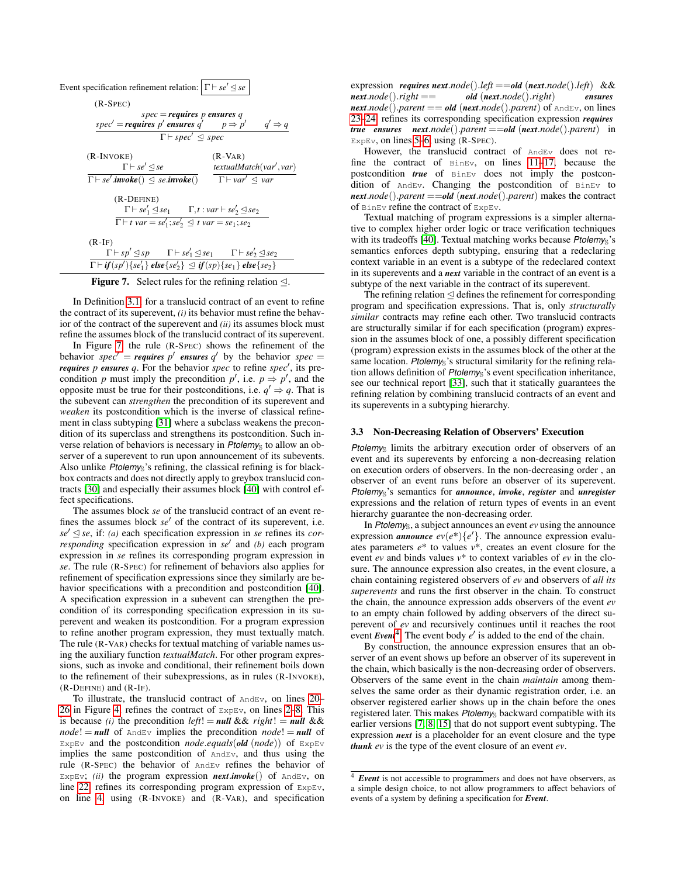Event specification refinement relation: $\boxed{\Gamma \vdash se' \trianglelefteq se}$

$$\text{(R-SPEC)}\quad \frac{spec = \textbf{requires}\ p\ \textbf{ensures}\ q \qquad spec' = \textbf{requires}\ p'\ \textbf{ensures}\ q' \qquad p \Rightarrow p' \qquad q' \Rightarrow q}{\Gamma \vdash spec' \trianglelefteq spec}$$

$$\text{(R-INVOKE)}\quad \frac{\Gamma \vdash se' \trianglelefteq se}{\Gamma \vdash se'.\textbf{invoke}() \trianglelefteq se.\textbf{invoke}()} \qquad \text{(R-VAR)}\quad \frac{textualMatch(var', var)}{\Gamma \vdash var' \trianglelefteq var}$$

$$\text{(R-DEFINE)}\quad \frac{\Gamma \vdash se'_1 \trianglelefteq se_1 \qquad \Gamma, t : var \vdash se'_2 \trianglelefteq se_2}{\Gamma \vdash t\ var = se'_1 ; se'_2 \trianglelefteq t\ var = se_1 ; se_2}$$

$$\text{(R-IF)}\quad \frac{\Gamma \vdash sp' \trianglelefteq sp \qquad \Gamma \vdash se'_1 \trianglelefteq se_1 \qquad \Gamma \vdash se'_2 \trianglelefteq se_2}{\Gamma \vdash \textbf{if}(sp')\{se'_1\}\ \textbf{else}\{se'_2\} \trianglelefteq \textbf{if}(sp)\{se_1\}\ \textbf{else}\{se_2\}}$$

**Figure 7.** Select rules for the refining relation $\trianglelefteq$.

In Definition 3.1, for a translucid contract of an event to refine the contract of its superevent, *(i)* its behavior must refine the behavior of the contract of the superevent and *(ii)* its assumes block must refine the assumes block of the translucid contract of its superevent.

In Figure 7, the rule (R-SPEC) shows the refinement of the behavior $spec' = \textbf{requires}\ p'\ \textbf{ensures}\ q'$ by the behavior $spec = \textbf{requires}\ p\ \textbf{ensures}\ q$. For the behavior $spec$ to refine $spec'$, its precondition $p$ must imply the precondition $p'$, i.e. $p \Rightarrow p'$, and the opposite must be true for their postconditions, i.e. $q' \Rightarrow q$. That is the subevent can *strengthen* the precondition of its superevent and *weaken* its postcondition which is the inverse of classical refinement in class subtyping [31] where a subclass weakens the precondition of its superclass and strengthens its postcondition. Such inverse relation of behaviors is necessary in *Ptolemy*$_{\mathbb{S}}$ to allow an observer of a superevent to run upon announcement of its subevents. Also unlike *Ptolemy*$_{\mathbb{S}}$'s refining, the classical refining is for blackbox contracts and does not directly apply to greybox translucid contracts [30] and especially their assumes block [40] with control effect specifications.

The assumes block $se$ of the translucid contract of an event refines the assumes block $se'$ of the contract of its superevent, i.e. $se' \trianglelefteq se$, if: *(a)* each specification expression in $se$ refines its *corresponding* specification expression in $se'$ and *(b)* each program expression in $se$ refines its corresponding program expression in $se$. The rule (R-SPEC) for refinement of behaviors also applies for refinement of specification expressions since they similarly are behavior specifications with a precondition and postcondition [40]. A specification expression in a subevent can strengthen the precondition of its corresponding specification expression in its superevent and weaken its postcondition. For a program expression to refine another program expression, they must textually match. The rule (R-VAR) checks for textual matching of variable names using the auxiliary function *textualMatch*. For other program expressions, such as invoke and conditional, their refinement boils down to the refinement of their subexpressions, as in rules (R-INVOKE), (R-DEFINE) and (R-IF).

To illustrate, the translucid contract of `AndEv`, on lines 20–26 in Figure 4, refines the contract of `ExpEv`, on lines 2–8. This is because *(i)* the precondition $left\,!= \textbf{null}\ \&\&\ right\,!= \textbf{null}\ \&\&\ node\,!= \textbf{null}$ of `AndEv` implies the precondition $node\,!= \textbf{null}$ of `ExpEv` and the postcondition $node.equals(\textbf{old}\ (node))$ of `ExpEv` implies the same postcondition of `AndEv`, and thus using the rule (R-SPEC) the behavior of `AndEv` refines the behavior of `ExpEv`; *(ii)* the program expression $\textbf{next}.\textbf{invoke}()$ of `AndEv`, on line 22, refines its corresponding program expression of `ExpEv`, on line 4, using (R-INVOKE) and (R-VAR), and specification expression $\textbf{requires}\ \textbf{next}.node().left == \textbf{old}\ (\textbf{next}.node().left)\ \&\&\ \textbf{next}.node().right == \textbf{old}\ (\textbf{next}.node().right)\ \textbf{ensures}\ \textbf{next}.node().parent == \textbf{old}\ (\textbf{next}.node().parent)$ of `AndEv`, on lines 23–24, refines its corresponding specification expression $\textbf{requires}\ \textbf{true}\ \textbf{ensures}\ \textbf{next}.node().parent == \textbf{old}\ (\textbf{next}.node().parent)$ in `ExpEv`, on lines 5–6, using (R-SPEC).

However, the translucid contract of `AndEv` does not refine the contract of `BinEv`, on lines 11–17, because the postcondition $\textbf{true}$ of `BinEv` does not imply the postcondition of `AndEv`. Changing the postcondition of `BinEv` to $\textbf{next}.node().parent == \textbf{old}\ (\textbf{next}.node().parent)$ makes the contract of `BinEv` refine the contract of `ExpEv`.

Textual matching of program expressions is a simpler alternative to complex higher order logic or trace verification techniques with its tradeoffs [40]. Textual matching works because *Ptolemy*$_{\mathbb{S}}$'s semantics enforces depth subtyping, ensuring that a redeclaring context variable in an event is a subtype of the redeclared context in its superevents and a ***next*** variable in the contract of an event is a subtype of the next variable in the contract of its superevent.

The refining relation $\trianglelefteq$ defines the refinement for corresponding program and specification expressions. That is, only *structurally similar* contracts may refine each other. Two translucid contracts are structurally similar if for each specification (program) expression in the assumes block of one, a possibly different specification (program) expression exists in the assumes block of the other at the same location. *Ptolemy*$_{\mathbb{S}}$'s structural similarity for the refining relation allows definition of *Ptolemy*$_{\mathbb{S}}$'s event specification inheritance, see our technical report [33], such that it statically guarantees the refining relation by combining translucid contracts of an event and its superevents in a subtyping hierarchy.

### 3.3 Non-Decreasing Relation of Observers' Execution

*Ptolemy*$_{\mathbb{S}}$ limits the arbitrary execution order of observers of an event and its superevents by enforcing a non-decreasing relation on execution orders of observers. In the non-decreasing order , an observer of an event runs before an observer of its superevent. *Ptolemy*$_{\mathbb{S}}$'s semantics for ***announce***, ***invoke***, ***register*** and ***unregister*** expressions and the relation of return types of events in an event hierarchy guarantee the non-decreasing order.

In *Ptolemy*$_{\mathbb{S}}$, a subject announces an event $ev$ using the announce expression $\textbf{announce}\ ev(e^*)\{e'\}$. The announce expression evaluates parameters $e^*$ to values $v^*$, creates an event closure for the event $ev$ and binds values $v^*$ to context variables of $ev$ in the closure. The announce expression also creates, in the event closure, a chain containing registered observers of $ev$ and observers of *all its superevents* and runs the first observer in the chain. To construct the chain, the announce expression adds observers of the event $ev$ to an empty chain followed by adding observers of the direct superevent of $ev$ and recursively continues until it reaches the root event ***Event***[4]. The event body $e'$ is added to the end of the chain.

By construction, the announce expression ensures that an observer of an event shows up before an observer of its superevent in the chain, which basically is the non-decreasing order of observers. Observers of the same event in the chain *maintain* among themselves the same order as their dynamic registration order, i.e. an observer registered earlier shows up in the chain before the ones registered later. This makes *Ptolemy*$_{\mathbb{S}}$ backward compatible with its earlier versions [7, 8, 15] that do not support event subtyping. The expression ***next*** is a placeholder for an event closure and the type ***thunk*** $ev$ is the type of the event closure of an event $ev$.

---

[4] ***Event*** is not accessible to programmers and does not have observers, as a simple design choice, to not allow programmers to affect behaviors of events of a system by defining a specification for ***Event***.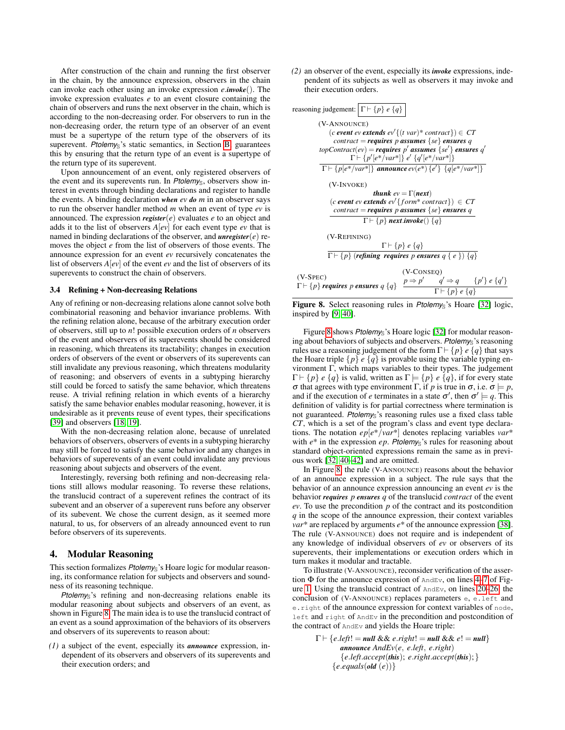After construction of the chain and running the first observer in the chain, by the announce expression, observers in the chain can invoke each other using an invoke expression *e*.***invoke***(). The invoke expression evaluates *e* to an event closure containing the chain of observers and runs the next observer in the chain, which is according to the non-decreasing order. For observers to run in the non-decreasing order, the return type of an observer of an event must be a supertype of the return type of the observers of its superevent. *Ptolemy*$_{\mathbb{S}}$'s static semantics, in Section B, guarantees this by ensuring that the return type of an event is a supertype of the return type of its superevent.

Upon announcement of an event, only registered observers of the event and its superevents run. In *Ptolemy*$_{\mathbb{S}}$, observers show interest in events through binding declarations and register to handle the events. A binding declaration ***when*** *ev* ***do*** *m* in an observer says to run the observer handler method *m* when an event of type *ev* is announced. The expression ***register***(*e*) evaluates *e* to an object and adds it to the list of observers $A[ev]$ for each event type *ev* that is named in binding declarations of the observer, and ***unregister***(*e*) removes the object *e* from the list of observers of those events. The announce expression for an event *ev* recursively concatenates the list of observers $A[ev]$ of the event *ev* and the list of observers of its superevents to construct the chain of observers.

### 3.4 Refining + Non-decreasing Relations

Any of refining or non-decreasing relations alone cannot solve both combinatorial reasoning and behavior invariance problems. With the refining relation alone, because of the arbitrary execution order of observers, still up to $n!$ possible execution orders of $n$ observers of the event and observers of its superevents should be considered in reasoning, which threatens its tractability; changes in execution orders of observers of the event or observers of its superevents can still invalidate any previous reasoning, which threatens modularity of reasoning; and observers of events in a subtyping hierarchy still could be forced to satisfy the same behavior, which threatens reuse. A trivial refining relation in which events of a hierarchy satisfy the same behavior enables modular reasoning, however, it is undesirable as it prevents reuse of event types, their specifications [39] and observers [18, 19].

With the non-decreasing relation alone, because of unrelated behaviors of observers, observers of events in a subtyping hierarchy may still be forced to satisfy the same behavior and any changes in behaviors of superevents of an event could invalidate any previous reasoning about subjects and observers of the event.

Interestingly, reversing both refining and non-decreasing relations still allows modular reasoning. To reverse these relations, the translucid contract of a superevent refines the contract of its subevent and an observer of a superevent runs before any observer of its subevent. We chose the current design, as it seemed more natural, to us, for observers of an already announced event to run before observers of its superevents.

## 4. Modular Reasoning

This section formalizes *Ptolemy*$_{\mathbb{S}}$'s Hoare logic for modular reasoning, its conformance relation for subjects and observers and soundness of its reasoning technique.

*Ptolemy*$_{\mathbb{S}}$'s refining and non-decreasing relations enable its modular reasoning about subjects and observers of an event, as shown in Figure 8. The main idea is to use the translucid contract of an event as a sound approximation of the behaviors of its observers and observers of its superevents to reason about:

*(1)* a subject of the event, especially its ***announce*** expression, independent of its observers and observers of its superevents and their execution orders; and

*(2)* an observer of the event, especially its ***invoke*** expressions, independent of its subjects as well as observers it may invoke and their execution orders.

reasoning judgement: $\boxed{\Gamma \vdash \{p\}\ e\ \{q\}}$

(V-ANNOUNCE)

$$\frac{\begin{array}{c}(c\ \textbf{\textit{event}}\ ev\ \textbf{\textit{extends}}\ ev'\{(t\ var)^*\ contract\}) \in CT \\ contract = \textbf{\textit{requires}}\ p\ \textbf{\textit{assumes}}\ \{se\}\ \textbf{\textit{ensures}}\ q \\ topContract(ev) = \textbf{\textit{requires}}\ p'\ \textbf{\textit{assumes}}\ \{se'\}\ \textbf{\textit{ensures}}\ q' \\ \Gamma \vdash \{p'[e^*/var^*]\}\ e'\ \{q'[e^*/var^*]\}\end{array}}{\Gamma \vdash \{p[e^*/var^*]\}\ \textbf{\textit{announce}}\ ev(e^*)\ \{e'\}\ \{q[e^*/var^*]\}}$$

(V-INVOKE)

$$\frac{\begin{array}{c}\textbf{\textit{thunk}}\ ev = \Gamma(\textbf{\textit{next}}) \\ (c\ \textbf{\textit{event}}\ ev\ \textbf{\textit{extends}}\ ev'\{form^*\ contract\}) \in CT \\ contract = \textbf{\textit{requires}}\ p\ \textbf{\textit{assumes}}\ \{se\}\ \textbf{\textit{ensures}}\ q\end{array}}{\Gamma \vdash \{p\}\ \textbf{\textit{next}}.\textbf{\textit{invoke}}()\ \{q\}}$$

(V-REFINING)

$$\frac{\Gamma \vdash \{p\}\ e\ \{q\}}{\Gamma \vdash \{p\}\ (\textbf{\textit{refining requires}}\ p\ \textbf{\textit{ensures}}\ q\ \{\ e\ \})\ \{q\}}$$

(V-SPEC)

$$\Gamma \vdash \{p\}\ \textbf{\textit{requires}}\ p\ \textbf{\textit{ensures}}\ q\ \{q\}$$

(V-CONSEQ)

$$\frac{p \Rightarrow p' \qquad q' \Rightarrow q \qquad \{p'\}\ e\ \{q'\}}{\Gamma \vdash \{p\}\ e\ \{q\}}$$

**Figure 8.** Select reasoning rules in *Ptolemy*$_{\mathbb{S}}$'s Hoare [32] logic, inspired by [9, 40].

Figure 8 shows *Ptolemy*$_{\mathbb{S}}$'s Hoare logic [32] for modular reasoning about behaviors of subjects and observers. *Ptolemy*$_{\mathbb{S}}$'s reasoning rules use a reasoning judgement of the form $\Gamma \vdash \{p\}\ e\ \{q\}$ that says the Hoare triple $\{p\}\ e\ \{q\}$ is provable using the variable typing environment $\Gamma$, which maps variables to their types. The judgement $\Gamma \vdash \{p\}\ e\ \{q\}$ is valid, written as $\Gamma \models \{p\}\ e\ \{q\}$, if for every state $\sigma$ that agrees with type environment $\Gamma$, if $p$ is true in $\sigma$, i.e. $\sigma \models p$, and if the execution of $e$ terminates in a state $\sigma'$, then $\sigma' \models q$. This definition of validity is for partial correctness where termination is not guaranteed. *Ptolemy*$_{\mathbb{S}}$'s reasoning rules use a fixed class table *CT*, which is a set of the program's class and event type declarations. The notation $ep[e^*/var^*]$ denotes replacing variables $var^*$ with $e^*$ in the expression *ep*. *Ptolemy*$_{\mathbb{S}}$'s rules for reasoning about standard object-oriented expressions remain the same as in previous work [32, 40–42] and are omitted.

In Figure 8, the rule (V-ANNOUNCE) reasons about the behavior of an announce expression in a subject. The rule says that the behavior of an announce expression announcing an event *ev* is the behavior ***requires*** *p* ***ensures*** *q* of the translucid *contract* of the event *ev*. To use the precondition *p* of the contract and its postcondition *q* in the scope of the announce expression, their context variables $var^*$ are replaced by arguments $e^*$ of the announce expression [38]. The rule (V-ANNOUNCE) does not require and is independent of any knowledge of individual observers of *ev* or observers of its superevents, their implementations or execution orders which in turn makes it modular and tractable.

To illustrate (V-ANNOUNCE), reconsider verification of the assertion $\Phi$ for the announce expression of `AndEv`, on lines 4–7 of Figure 1. Using the translucid contract of `AndEv`, on lines 20–26, the conclusion of (V-ANNOUNCE) replaces parameters `e`, `e.left` and `e.right` of the announce expression for context variables of `node`, `left` and `right` of `AndEv` in the precondition and postcondition of the contract of `AndEv` and yields the Hoare triple:

$$\begin{array}{l}\Gamma \vdash \{e.left! = \textbf{\textit{null}}\ \&\&\ e.right! = \textbf{\textit{null}}\ \&\&\ e! = \textbf{\textit{null}}\} \\ \quad \textbf{\textit{announce}}\ AndEv(e,\ e.left,\ e.right) \\ \qquad \{e.left.accept(\textbf{\textit{this}});\ e.right.accept(\textbf{\textit{this}});\} \\ \quad \{e.equals(\textbf{\textit{old}}\ (e))\}\end{array}$$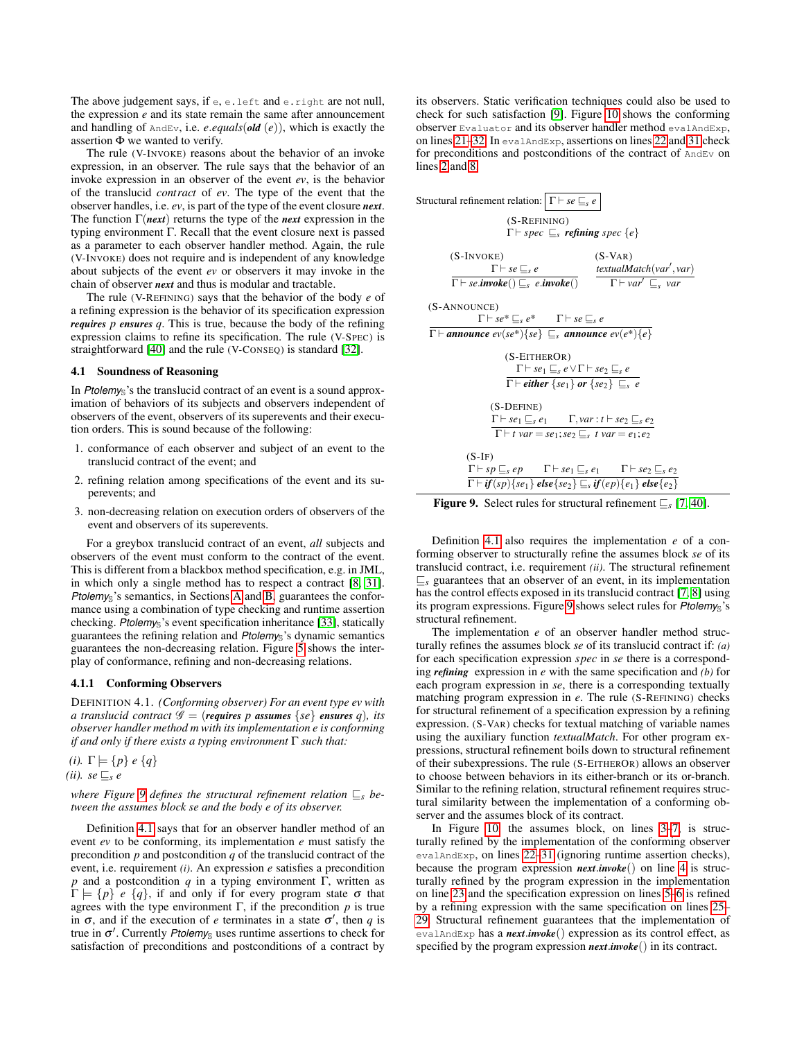The above judgement says, if `e`, `e.left` and `e.right` are not null, the expression $e$ and its state remain the same after announcement and handling of `AndEv`, i.e. $e.equals(\textbf{\textit{old}}\ (e))$, which is exactly the assertion $\Phi$ we wanted to verify.

The rule (V-INVOKE) reasons about the behavior of an invoke expression, in an observer. The rule says that the behavior of an invoke expression in an observer of the event *ev*, is the behavior of the translucid *contract* of *ev*. The type of the event that the observer handles, i.e. *ev*, is part of the type of the event closure ***next***. The function $\Gamma(\textbf{\textit{next}})$ returns the type of the ***next*** expression in the typing environment $\Gamma$. Recall that the event closure next is passed as a parameter to each observer handler method. Again, the rule (V-INVOKE) does not require and is independent of any knowledge about subjects of the event *ev* or observers it may invoke in the chain of observer ***next*** and thus is modular and tractable.

The rule (V-REFINING) says that the behavior of the body $e$ of a refining expression is the behavior of its specification expression ***requires*** $p$ ***ensures*** $q$. This is true, because the body of the refining expression claims to refine its specification. The rule (V-SPEC) is straightforward [40] and the rule (V-CONSEQ) is standard [32].

### 4.1 Soundness of Reasoning

In *Ptolemy*$_{\mathbb{S}}$'s the translucid contract of an event is a sound approximation of behaviors of its subjects and observers independent of observers of the event, observers of its superevents and their execution orders. This is sound because of the following:

1. conformance of each observer and subject of an event to the translucid contract of the event; and
2. refining relation among specifications of the event and its superevents; and
3. non-decreasing relation on execution orders of observers of the event and observers of its superevents.

For a greybox translucid contract of an event, *all* subjects and observers of the event must conform to the contract of the event. This is different from a blackbox method specification, e.g. in JML, in which only a single method has to respect a contract [8, 31]. *Ptolemy*$_{\mathbb{S}}$'s semantics, in Sections A and B, guarantees the conformance using a combination of type checking and runtime assertion checking. *Ptolemy*$_{\mathbb{S}}$'s event specification inheritance [33], statically guarantees the refining relation and *Ptolemy*$_{\mathbb{S}}$'s dynamic semantics guarantees the non-decreasing relation. Figure 5 shows the interplay of conformance, refining and non-decreasing relations.

#### 4.1.1 Conforming Observers

DEFINITION 4.1. *(Conforming observer) For an event type ev with a translucid contract* $\mathscr{G}$ = (***requires*** $p$ ***assumes*** $\{se\}$ ***ensures*** $q$)*, its observer handler method m with its implementation e is conforming if and only if there exists a typing environment* $\Gamma$ *such that:*

*(i).* $\Gamma \models \{p\}\ e\ \{q\}$
*(ii).* $se \sqsubseteq_s e$

*where Figure 9 defines the structural refinement relation* $\sqsubseteq_s$ *between the assumes block se and the body e of its observer.*

Definition 4.1 says that for an observer handler method of an event *ev* to be conforming, its implementation $e$ must satisfy the precondition $p$ and postcondition $q$ of the translucid contract of the event, i.e. requirement *(i)*. An expression $e$ satisfies a precondition $p$ and a postcondition $q$ in a typing environment $\Gamma$, written as $\Gamma \models \{p\}\ e\ \{q\}$, if and only if for every program state $\sigma$ that agrees with the type environment $\Gamma$, if the precondition $p$ is true in $\sigma$, and if the execution of $e$ terminates in a state $\sigma'$, then $q$ is true in $\sigma'$. Currently *Ptolemy*$_{\mathbb{S}}$ uses runtime assertions to check for satisfaction of preconditions and postconditions of a contract by its observers. Static verification techniques could also be used to check for such satisfaction [9]. Figure 10 shows the conforming observer `Evaluator` and its observer handler method `evalAndExp`, on lines 21–32. In `evalAndExp`, assertions on lines 22 and 31 check for preconditions and postconditions of the contract of `AndEv` on lines 2 and 8.

Structural refinement relation: $\boxed{\Gamma \vdash se \sqsubseteq_s e}$

(S-REFINING)
$$\Gamma \vdash spec\ \sqsubseteq_s\ \textbf{\textit{refining}}\ spec\ \{e\}$$

(S-INVOKE)
$$\frac{\Gamma \vdash se \sqsubseteq_s e}{\Gamma \vdash se.\textbf{\textit{invoke}}() \sqsubseteq_s\ e.\textbf{\textit{invoke}}()}$$

(S-VAR)
$$\frac{textualMatch(var', var)}{\Gamma \vdash var'\ \sqsubseteq_s\ var}$$

(S-ANNOUNCE)
$$\frac{\Gamma \vdash se* \sqsubseteq_s e* \qquad \Gamma \vdash se \sqsubseteq_s e}{\Gamma \vdash \textbf{\textit{announce}}\ ev(se*)\{se\}\ \sqsubseteq_s\ \textbf{\textit{announce}}\ ev(e*)\{e\}}$$

(S-EITHEROR)
$$\frac{\Gamma \vdash se_1 \sqsubseteq_s e \vee \Gamma \vdash se_2 \sqsubseteq_s e}{\Gamma \vdash \textbf{\textit{either}}\ \{se_1\}\ \textbf{\textit{or}}\ \{se_2\}\ \sqsubseteq_s\ e}$$

(S-DEFINE)
$$\frac{\Gamma \vdash se_1 \sqsubseteq_s e_1 \qquad \Gamma, var : t \vdash se_2 \sqsubseteq_s e_2}{\Gamma \vdash t\ var = se_1; se_2 \sqsubseteq_s\ t\ var = e_1; e_2}$$

(S-IF)
$$\frac{\Gamma \vdash sp \sqsubseteq_s ep \qquad \Gamma \vdash se_1 \sqsubseteq_s e_1 \qquad \Gamma \vdash se_2 \sqsubseteq_s e_2}{\Gamma \vdash \textbf{\textit{if}}(sp)\{se_1\}\ \textbf{\textit{else}}\{se_2\} \sqsubseteq_s \textbf{\textit{if}}(ep)\{e_1\}\ \textbf{\textit{else}}\{e_2\}}$$

**Figure 9.** Select rules for structural refinement $\sqsubseteq_s$ [7, 40].

Definition 4.1 also requires the implementation $e$ of a conforming observer to structurally refine the assumes block *se* of its translucid contract, i.e. requirement *(ii)*. The structural refinement $\sqsubseteq_s$ guarantees that an observer of an event, in its implementation has the control effects exposed in its translucid contract [7, 8] using its program expressions. Figure 9 shows select rules for *Ptolemy*$_{\mathbb{S}}$'s structural refinement.

The implementation $e$ of an observer handler method structurally refines the assumes block *se* of its translucid contract if: *(a)* for each specification expression *spec* in *se* there is a corresponding ***refining*** expression in $e$ with the same specification and *(b)* for each program expression in *se*, there is a corresponding textually matching program expression in $e$. The rule (S-REFINING) checks for structural refinement of a specification expression by a refining expression. (S-VAR) checks for textual matching of variable names using the auxiliary function *textualMatch*. For other program expressions, structural refinement boils down to structural refinement of their subexpressions. The rule (S-EITHEROR) allows an observer to choose between behaviors in its either-branch or its or-branch. Similar to the refining relation, structural refinement requires structural similarity between the implementation of a conforming observer and the assumes block of its contract.

In Figure 10, the assumes block, on lines 3–7, is structurally refined by the implementation of the conforming observer `evalAndExp`, on lines 22–31 (ignoring runtime assertion checks), because the program expression ***next***.***invoke***() on line 4 is structurally refined by the program expression in the implementation on line 23 and the specification expression on lines 5–6 is refined by a refining expression with the same specification on lines 25–29. Structural refinement guarantees that the implementation of `evalAndExp` has a ***next***.***invoke***() expression as its control effect, as specified by the program expression ***next***.***invoke***() in its contract.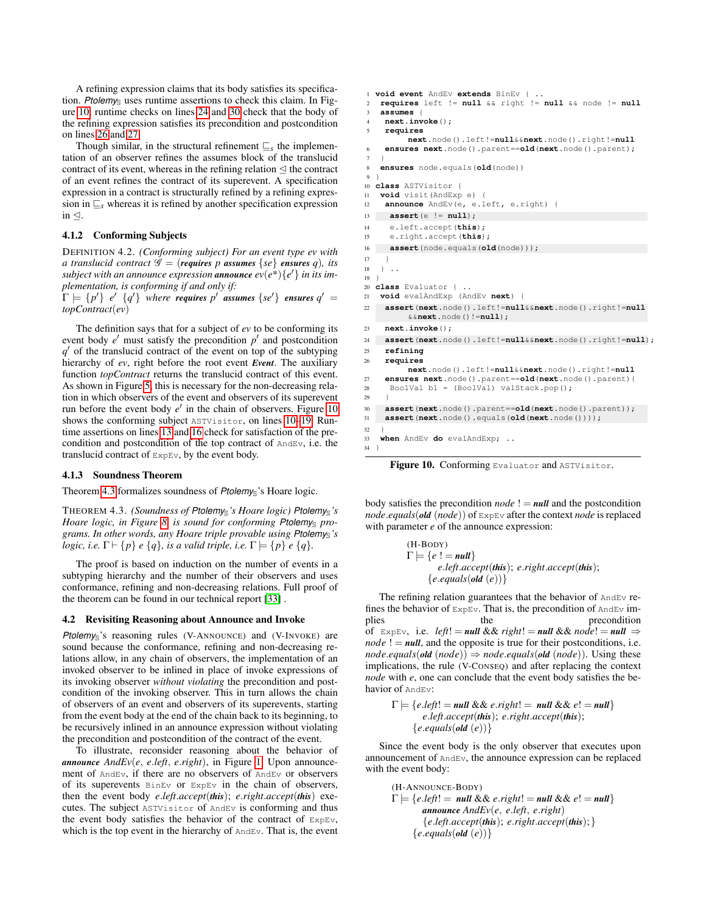A refining expression claims that its body satisfies its specification. *Ptolemy*$_{\mathbb{S}}$ uses runtime assertions to check this claim. In Figure 10, runtime checks on lines 24 and 30 check that the body of the refining expression satisfies its precondition and postcondition on lines 26 and 27.

Though similar, in the structural refinement $\sqsubseteq_s$ the implementation of an observer refines the assumes block of the translucid contract of its event, whereas in the refining relation $\trianglelefteq$ the contract of an event refines the contract of its superevent. A specification expression in a contract is structurally refined by a refining expression in $\sqsubseteq_s$ whereas it is refined by another specification expression in $\trianglelefteq$.

#### 4.1.2 Conforming Subjects

DEFINITION 4.2. *(Conforming subject) For an event type ev with a translucid contract $\mathscr{G}$ = (**requires** p **assumes** {se} **ensures** q), its subject with an announce expression **announce** $ev(e^*)\{e'\}$ in its implementation, is conforming if and only if:*
$\Gamma \models \{p'\}\ e'\ \{q'\}$ *where **requires** $p'$ **assumes** $\{se'\}$ **ensures** $q'$ = topContract(ev)*

The definition says that for a subject of *ev* to be conforming its event body $e'$ must satisfy the precondition $p'$ and postcondition $q'$ of the translucid contract of the event on top of the subtyping hierarchy of *ev*, right before the root event ***Event***. The auxiliary function *topContract* returns the translucid contract of this event. As shown in Figure 5, this is necessary for the non-decreasing relation in which observers of the event and observers of its superevent run before the event body $e'$ in the chain of observers. Figure 10 shows the conforming subject `ASTVisitor`, on lines 10–19. Runtime assertions on lines 13 and 16 check for satisfaction of the precondition and postcondition of the top contract of `AndEv`, i.e. the translucid contract of `ExpEv`, by the event body.

#### 4.1.3 Soundness Theorem

Theorem 4.3 formalizes soundness of *Ptolemy*$_{\mathbb{S}}$'s Hoare logic.

THEOREM 4.3. *(Soundness of Ptolemy$_{\mathbb{S}}$'s Hoare logic) Ptolemy$_{\mathbb{S}}$'s Hoare logic, in Figure 8, is sound for conforming Ptolemy$_{\mathbb{S}}$ programs. In other words, any Hoare triple provable using Ptolemy$_{\mathbb{S}}$'s logic, i.e. $\Gamma \vdash \{p\}\ e\ \{q\}$, is a valid triple, i.e. $\Gamma \models \{p\}\ e\ \{q\}$.*

The proof is based on induction on the number of events in a subtyping hierarchy and the number of their observers and uses conformance, refining and non-decreasing relations. Full proof of the theorem can be found in our technical report [33] .

### 4.2 Revisiting Reasoning about Announce and Invoke

*Ptolemy*$_{\mathbb{S}}$'s reasoning rules (V-ANNOUNCE) and (V-INVOKE) are sound because the conformance, refining and non-decreasing relations allow, in any chain of observers, the implementation of an invoked observer to be inlined in place of invoke expressions of its invoking observer *without violating* the precondition and postcondition of the invoking observer. This in turn allows the chain of observers of an event and observers of its superevents, starting from the event body at the end of the chain back to its beginning, to be recursively inlined in an announce expression without violating the precondition and postcondition of the contract of the event.

To illustrate, reconsider reasoning about the behavior of ***announce*** *AndEv(e, e.left, e.right)*, in Figure 1. Upon announcement of `AndEv`, if there are no observers of `AndEv` or observers of its superevents `BinEv` or `ExpEv` in the chain of observers, then the event body *e.left.accept(**this**); e.right.accept(**this**)* executes. The subject `ASTVisitor` of `AndEv` is conforming and thus the event body satisfies the behavior of the contract of `ExpEv`, which is the top event in the hierarchy of `AndEv`. That is, the event body satisfies the precondition *node* != ***null*** and the postcondition *node.equals(**old** (node))* of `ExpEv` after the context *node* is replaced with parameter *e* of the announce expression:

$$\text{(H-BODY)}\quad \Gamma \models \{e \mathrel{!}= \textbf{\textit{null}}\}\ \textit{e.left.accept}(\textbf{\textit{this}});\ \textit{e.right.accept}(\textbf{\textit{this}});\ \{\textit{e.equals}(\textbf{\textit{old}}\ (e))\}$$

The refining relation guarantees that the behavior of `AndEv` refines the behavior of `ExpEv`. That is, the precondition of `AndEv` implies the precondition of `ExpEv`, i.e. $left \mathrel{!}= \textbf{\textit{null}}\ \&\&\ right \mathrel{!}= \textbf{\textit{null}}\ \&\&\ node \mathrel{!}= \textbf{\textit{null}} \Rightarrow node \mathrel{!}= \textbf{\textit{null}}$, and the opposite is true for their postconditions, i.e. $node.equals(\textbf{\textit{old}}\ (node)) \Rightarrow node.equals(\textbf{\textit{old}}\ (node))$. Using these implications, the rule (V-CONSEQ) and after replacing the context *node* with *e*, one can conclude that the event body satisfies the behavior of `AndEv`:

$$\Gamma \models \{e.left \mathrel{!}= \textbf{\textit{null}}\ \&\&\ e.right \mathrel{!}= \textbf{\textit{null}}\ \&\&\ e \mathrel{!}= \textbf{\textit{null}}\}\ \textit{e.left.accept}(\textbf{\textit{this}});\ \textit{e.right.accept}(\textbf{\textit{this}});\ \{\textit{e.equals}(\textbf{\textit{old}}\ (e))\}$$

Since the event body is the only observer that executes upon announcement of `AndEv`, the announce expression can be replaced with the event body:

$$\text{(H-ANNOUNCE-BODY)}\quad \Gamma \models \{e.left \mathrel{!}= \textbf{\textit{null}}\ \&\&\ e.right \mathrel{!}= \textbf{\textit{null}}\ \&\&\ e \mathrel{!}= \textbf{\textit{null}}\}\ \textbf{\textit{announce}}\ \textit{AndEv}(e,\ e.left,\ e.right)\ \{\textit{e.left.accept}(\textbf{\textit{this}});\ \textit{e.right.accept}(\textbf{\textit{this}});\}\ \{\textit{e.equals}(\textbf{\textit{old}}\ (e))\}$$

```
1  void event AndEv extends BinEv { ..
2   requires left != null && right != null && node != null
3   assumes {
4    next.invoke();
5    requires
         next.node().left!=null&&next.node().right!=null
6    ensures next.node().parent==old(next.node().parent);
7   }
8   ensures node.equals(old(node))
9  }
10 class ASTVisitor {
11  void visit(AndExp e) {
12   announce AndEv(e, e.left, e.right) {
13    assert(e != null);
14    e.left.accept(this);
15    e.right.accept(this);
16    assert(node.equals(old(node)));
17   }
18  } ..
19 }
20 class Evaluator { ..
21  void evalAndExp (AndEv next) {
22   assert(next.node().left!=null&&next.node().right!=null
         &&next.node()!=null);
23   next.invoke();
24   assert(next.node().left!=null&&next.node().right!=null);
25   refining
26   requires
         next.node().left!=null&&next.node().right!=null
27   ensures next.node().parent==old(next.node().parent){
28    BoolVal b1 = (BoolVal) valStack.pop();
29   }
30   assert(next.node().parent==old(next.node().parent));
31   assert(next.node().equals(old(next.node())));
32  }
33  when AndEv do evalAndExp; ..
34 }
```

**Figure 10.** Conforming `Evaluator` and `ASTVisitor`.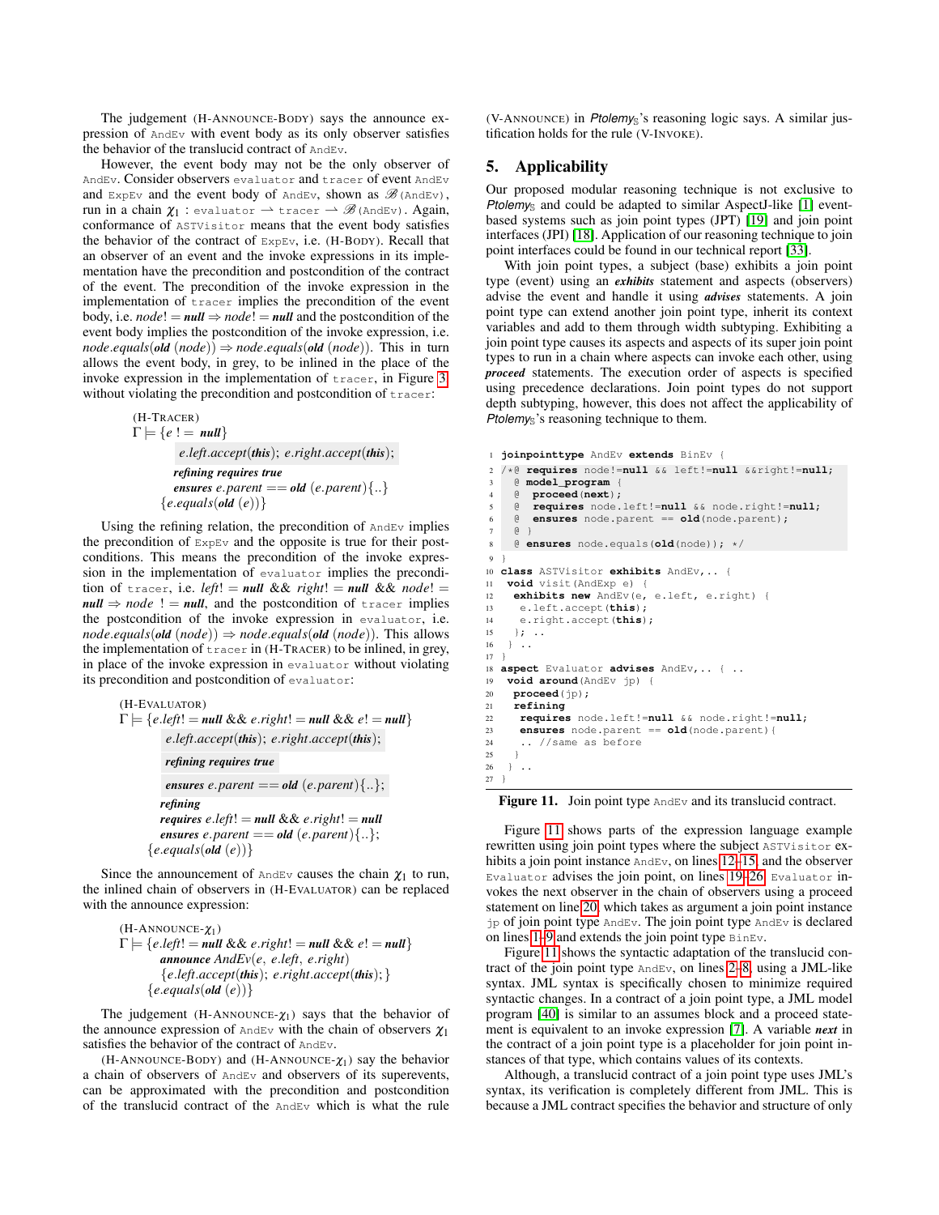The judgement (H-ANNOUNCE-BODY) says the announce expression of `AndEv` with event body as its only observer satisfies the behavior of the translucid contract of `AndEv`.

However, the event body may not be the only observer of `AndEv`. Consider observers `evaluator` and `tracer` of event `AndEv` and `ExpEv` and the event body of `AndEv`, shown as $\mathscr{B}$`(AndEv)`, run in a chain $\chi_1$ : `evaluator` $\rightharpoonup$ `tracer` $\rightharpoonup$ $\mathscr{B}$`(AndEv)`. Again, conformance of `ASTVisitor` means that the event body satisfies the behavior of the contract of `ExpEv`, i.e. (H-BODY). Recall that an observer of an event and the invoke expressions in its implementation have the precondition and postcondition of the contract of the event. The precondition of the invoke expression in the implementation of `tracer` implies the precondition of the event body, i.e. $node! = \textbf{\textit{null}} \Rightarrow node! = \textbf{\textit{null}}$ and the postcondition of the event body implies the postcondition of the invoke expression, i.e. $node.equals(\textbf{\textit{old}}\ (node)) \Rightarrow node.equals(\textbf{\textit{old}}\ (node))$. This in turn allows the event body, in grey, to be inlined in the place of the invoke expression in the implementation of `tracer`, in Figure 3 without violating the precondition and postcondition of `tracer`:

(H-TRACER)
$\Gamma \models \{e\ != \textbf{\textit{null}}\}$
  *e.left.accept*(***this***); *e.right.accept*(***this***);
  ***refining requires true***
  ***ensures*** *e.parent* == ***old*** (*e.parent*){..}
$\{e.equals(\textbf{\textit{old}}\ (e))\}$

Using the refining relation, the precondition of `AndEv` implies the precondition of `ExpEv` and the opposite is true for their postconditions. This means the precondition of the invoke expression in the implementation of `evaluator` implies the precondition of `tracer`, i.e. $left! = \textbf{\textit{null}}\ \&\&\ right! = \textbf{\textit{null}}\ \&\&\ node! = \textbf{\textit{null}} \Rightarrow node\ != \textbf{\textit{null}}$, and the postcondition of `tracer` implies the postcondition of the invoke expression in `evaluator`, i.e. $node.equals(\textbf{\textit{old}}\ (node)) \Rightarrow node.equals(\textbf{\textit{old}}\ (node))$. This allows the implementation of `tracer` in (H-TRACER) to be inlined, in grey, in place of the invoke expression in `evaluator` without violating its precondition and postcondition of `evaluator`:

(H-EVALUATOR)
$\Gamma \models \{e.left! = \textbf{\textit{null}}\ \&\&\ e.right! = \textbf{\textit{null}}\ \&\&\ e! = \textbf{\textit{null}}\}$
  *e.left.accept*(***this***); *e.right.accept*(***this***);
  ***refining requires true***
  ***ensures*** *e.parent* == ***old*** (*e.parent*){..};
  ***refining***
  ***requires*** $e.left! = \textbf{\textit{null}}\ \&\&\ e.right! = \textbf{\textit{null}}$
  ***ensures*** *e.parent* == ***old*** (*e.parent*){..};
$\{e.equals(\textbf{\textit{old}}\ (e))\}$

Since the announcement of `AndEv` causes the chain $\chi_1$ to run, the inlined chain of observers in (H-EVALUATOR) can be replaced with the announce expression:

(H-ANNOUNCE-$\chi_1$)
$\Gamma \models \{e.left! = \textbf{\textit{null}}\ \&\&\ e.right! = \textbf{\textit{null}}\ \&\&\ e! = \textbf{\textit{null}}\}$
  ***announce*** *AndEv*(*e*, *e.left*, *e.right*)
  {*e.left.accept*(***this***); *e.right.accept*(***this***);}
$\{e.equals(\textbf{\textit{old}}\ (e))\}$

The judgement (H-ANNOUNCE-$\chi_1$) says that the behavior of the announce expression of `AndEv` with the chain of observers $\chi_1$ satisfies the behavior of the contract of `AndEv`.

(H-ANNOUNCE-BODY) and (H-ANNOUNCE-$\chi_1$) say the behavior a chain of observers of `AndEv` and observers of its superevents, can be approximated with the precondition and postcondition of the translucid contract of the `AndEv` which is what the rule (V-ANNOUNCE) in *Ptolemy*$_{\mathbb{S}}$'s reasoning logic says. A similar justification holds for the rule (V-INVOKE).

## 5. Applicability

Our proposed modular reasoning technique is not exclusive to *Ptolemy*$_{\mathbb{S}}$ and could be adapted to similar AspectJ-like [1] event-based systems such as join point types (JPT) [19] and join point interfaces (JPI) [18]. Application of our reasoning technique to join point interfaces could be found in our technical report [33].

With join point types, a subject (base) exhibits a join point type (event) using an ***exhibits*** statement and aspects (observers) advise the event and handle it using ***advises*** statements. A join point type can extend another join point type, inherit its context variables and add to them through width subtyping. Exhibiting a join point type causes its aspects and aspects of its super join point types to run in a chain where aspects can invoke each other, using ***proceed*** statements. The execution order of aspects is specified using precedence declarations. Join point types do not support depth subtyping, however, this does not affect the applicability of *Ptolemy*$_{\mathbb{S}}$'s reasoning technique to them.

```
1  joinpointtype AndEv extends BinEv {
2  /*@ requires node!=null && left!=null &&right!=null;
3    @ model_program {
4    @  proceed(next);
5    @  requires node.left!=null && node.right!=null;
6    @  ensures node.parent == old(node.parent);
7    @ }
8    @ ensures node.equals(old(node)); */
9  }
10 class ASTVisitor exhibits AndEv,.. {
11  void visit(AndExp e) {
12   exhibits new AndEv(e, e.left, e.right) {
13    e.left.accept(this);
14    e.right.accept(this);
15   }; ..
16  } ..
17 }
18 aspect Evaluator advises AndEv,.. { ..
19  void around(AndEv jp) {
20   proceed(jp);
21   refining
22    requires node.left!=null && node.right!=null;
23    ensures node.parent == old(node.parent){
24    .. //same as before
25   }
26  } ..
27 }
```

**Figure 11.** Join point type `AndEv` and its translucid contract.

Figure 11 shows parts of the expression language example rewritten using join point types where the subject `ASTVisitor` exhibits a join point instance `AndEv`, on lines 12–15, and the observer `Evaluator` advises the join point, on lines 19–26. `Evaluator` invokes the next observer in the chain of observers using a proceed statement on line 20, which takes as argument a join point instance `jp` of join point type `AndEv`. The join point type `AndEv` is declared on lines 1–9 and extends the join point type `BinEv`.

Figure 11 shows the syntactic adaptation of the translucid contract of the join point type `AndEv`, on lines 2–8, using a JML-like syntax. JML syntax is specifically chosen to minimize required syntactic changes. In a contract of a join point type, a JML model program [40] is similar to an assumes block and a proceed statement is equivalent to an invoke expression [7]. A variable ***next*** in the contract of a join point type is a placeholder for join point instances of that type, which contains values of its contexts.

Although, a translucid contract of a join point type uses JML's syntax, its verification is completely different from JML. This is because a JML contract specifies the behavior and structure of only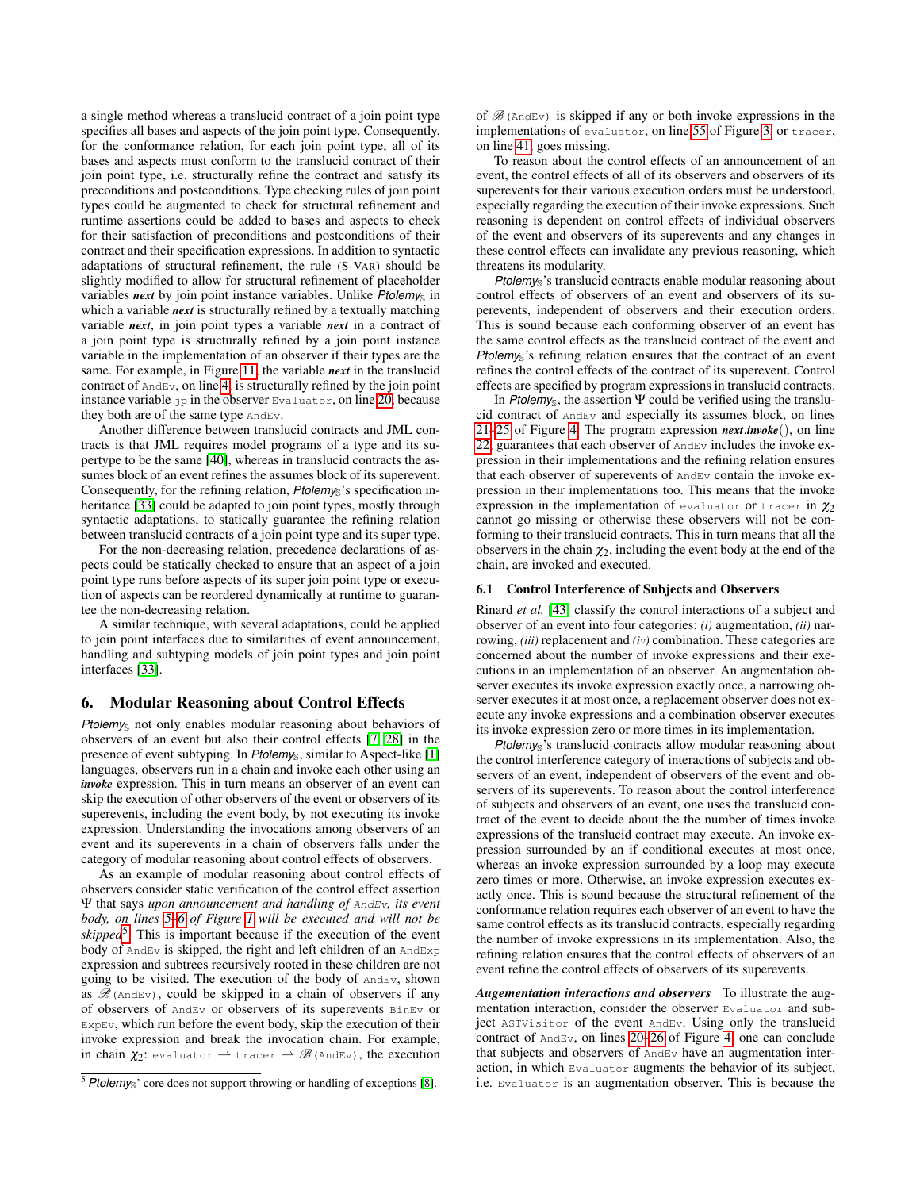a single method whereas a translucid contract of a join point type specifies all bases and aspects of the join point type. Consequently, for the conformance relation, for each join point type, all of its bases and aspects must conform to the translucid contract of their join point type, i.e. structurally refine the contract and satisfy its preconditions and postconditions. Type checking rules of join point types could be augmented to check for structural refinement and runtime assertions could be added to bases and aspects to check for their satisfaction of preconditions and postconditions of their contract and their specification expressions. In addition to syntactic adaptations of structural refinement, the rule (S-VAR) should be slightly modified to allow for structural refinement of placeholder variables ***next*** by join point instance variables. Unlike *Ptolemy*$_{\mathbb{S}}$ in which a variable ***next*** is structurally refined by a textually matching variable ***next***, in join point types a variable ***next*** in a contract of a join point type is structurally refined by a join point instance variable in the implementation of an observer if their types are the same. For example, in Figure 11, the variable ***next*** in the translucid contract of `AndEv`, on line 4, is structurally refined by the join point instance variable `jp` in the observer `Evaluator`, on line 20, because they both are of the same type `AndEv`.

Another difference between translucid contracts and JML contracts is that JML requires model programs of a type and its supertype to be the same [40], whereas in translucid contracts the assumes block of an event refines the assumes block of its superevent. Consequently, for the refining relation, *Ptolemy*$_{\mathbb{S}}$'s specification inheritance [33] could be adapted to join point types, mostly through syntactic adaptations, to statically guarantee the refining relation between translucid contracts of a join point type and its super type.

For the non-decreasing relation, precedence declarations of aspects could be statically checked to ensure that an aspect of a join point type runs before aspects of its super join point type or execution of aspects can be reordered dynamically at runtime to guarantee the non-decreasing relation.

A similar technique, with several adaptations, could be applied to join point interfaces due to similarities of event announcement, handling and subtyping models of join point types and join point interfaces [33].

## 6. Modular Reasoning about Control Effects

*Ptolemy*$_{\mathbb{S}}$ not only enables modular reasoning about behaviors of observers of an event but also their control effects [7, 28] in the presence of event subtyping. In *Ptolemy*$_{\mathbb{S}}$, similar to Aspect-like [1] languages, observers run in a chain and invoke each other using an ***invoke*** expression. This in turn means an observer of an event can skip the execution of other observers of the event or observers of its superevents, including the event body, by not executing its invoke expression. Understanding the invocations among observers of an event and its superevents in a chain of observers falls under the category of modular reasoning about control effects of observers.

As an example of modular reasoning about control effects of observers consider static verification of the control effect assertion $\Psi$ that says *upon announcement and handling of* `AndEv`*, its event body, on lines 5–6 of Figure 1 will be executed and will not be skipped*[5]. This is important because if the execution of the event body of `AndEv` is skipped, the right and left children of an `AndExp` expression and subtrees recursively rooted in these children are not going to be visited. The execution of the body of `AndEv`, shown as $\mathscr{B}$(`AndEv`), could be skipped in a chain of observers if any of observers of `AndEv` or observers of its superevents `BinEv` or `ExpEv`, which run before the event body, skip the execution of their invoke expression and break the invocation chain. For example, in chain $\chi_2$: `evaluator` $\rightharpoonup$ `tracer` $\rightharpoonup$ $\mathscr{B}$(`AndEv`), the execution of $\mathscr{B}$(`AndEv`) is skipped if any or both invoke expressions in the implementations of `evaluator`, on line 55 of Figure 3, or `tracer`, on line 41, goes missing.

To reason about the control effects of an announcement of an event, the control effects of all of its observers and observers of its superevents for their various execution orders must be understood, especially regarding the execution of their invoke expressions. Such reasoning is dependent on control effects of individual observers of the event and observers of its superevents and any changes in these control effects can invalidate any previous reasoning, which threatens its modularity.

*Ptolemy*$_{\mathbb{S}}$'s translucid contracts enable modular reasoning about control effects of observers of an event and observers of its superevents, independent of observers and their execution orders. This is sound because each conforming observer of an event has the same control effects as the translucid contract of the event and *Ptolemy*$_{\mathbb{S}}$'s refining relation ensures that the contract of an event refines the control effects of the contract of its superevent. Control effects are specified by program expressions in translucid contracts.

In *Ptolemy*$_{\mathbb{S}}$, the assertion $\Psi$ could be verified using the translucid contract of `AndEv` and especially its assumes block, on lines 21–25 of Figure 4. The program expression ***next***.***invoke***(), on line 22, guarantees that each observer of `AndEv` includes the invoke expression in their implementations and the refining relation ensures that each observer of superevents of `AndEv` contain the invoke expression in their implementations too. This means that the invoke expression in the implementation of `evaluator` or `tracer` in $\chi_2$ cannot go missing or otherwise these observers will not be conforming to their translucid contracts. This in turn means that all the observers in the chain $\chi_2$, including the event body at the end of the chain, are invoked and executed.

### 6.1 Control Interference of Subjects and Observers

Rinard *et al.* [43] classify the control interactions of a subject and observer of an event into four categories: *(i)* augmentation, *(ii)* narrowing, *(iii)* replacement and *(iv)* combination. These categories are concerned about the number of invoke expressions and their executions in an implementation of an observer. An augmentation observer executes its invoke expression exactly once, a narrowing observer executes it at most once, a replacement observer does not execute any invoke expressions and a combination observer executes its invoke expression zero or more times in its implementation.

*Ptolemy*$_{\mathbb{S}}$'s translucid contracts allow modular reasoning about the control interference category of interactions of subjects and observers of an event, independent of observers of the event and observers of its superevents. To reason about the control interference of subjects and observers of an event, one uses the translucid contract of the event to decide about the the number of times invoke expressions of the translucid contract may execute. An invoke expression surrounded by an if conditional executes at most once, whereas an invoke expression surrounded by a loop may execute zero times or more. Otherwise, an invoke expression executes exactly once. This is sound because the structural refinement of the conformance relation requires each observer of an event to have the same control effects as its translucid contracts, especially regarding the number of invoke expressions in its implementation. Also, the refining relation ensures that the control effects of observers of an event refine the control effects of observers of its superevents.

***Augementation interactions and observers*** To illustrate the augmentation interaction, consider the observer `Evaluator` and subject `ASTVisitor` of the event `AndEv`. Using only the translucid contract of `AndEv`, on lines 20–26 of Figure 4, one can conclude that subjects and observers of `AndEv` have an augmentation interaction, in which `Evaluator` augments the behavior of its subject, i.e. `Evaluator` is an augmentation observer. This is because the

[5] *Ptolemy*$_{\mathbb{S}}$' core does not support throwing or handling of exceptions [8].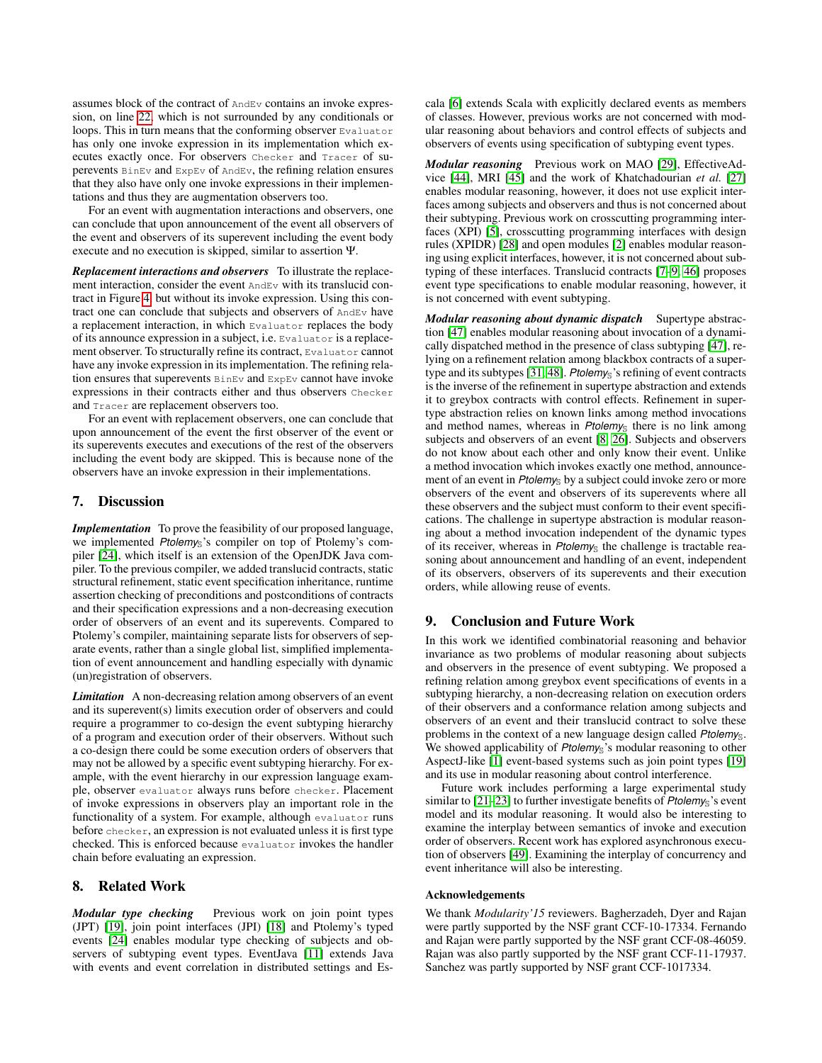assumes block of the contract of `AndEv` contains an invoke expression, on line 22, which is not surrounded by any conditionals or loops. This in turn means that the conforming observer `Evaluator` has only one invoke expression in its implementation which executes exactly once. For observers `Checker` and `Tracer` of superevents `BinEv` and `ExpEv` of `AndEv`, the refining relation ensures that they also have only one invoke expressions in their implementations and thus they are augmentation observers too.

For an event with augmentation interactions and observers, one can conclude that upon announcement of the event all observers of the event and observers of its superevent including the event body execute and no execution is skipped, similar to assertion $\Psi$.

***Replacement interactions and observers*** To illustrate the replacement interaction, consider the event `AndEv` with its translucid contract in Figure 4, but without its invoke expression. Using this contract one can conclude that subjects and observers of `AndEv` have a replacement interaction, in which `Evaluator` replaces the body of its announce expression in a subject, i.e. `Evaluator` is a replacement observer. To structurally refine its contract, `Evaluator` cannot have any invoke expression in its implementation. The refining relation ensures that superevents `BinEv` and `ExpEv` cannot have invoke expressions in their contracts either and thus observers `Checker` and `Tracer` are replacement observers too.

For an event with replacement observers, one can conclude that upon announcement of the event the first observer of the event or its superevents executes and executions of the rest of the observers including the event body are skipped. This is because none of the observers have an invoke expression in their implementations.

## 7. Discussion

***Implementation*** To prove the feasibility of our proposed language, we implemented *Ptolemy*$_{\mathbb{S}}$'s compiler on top of Ptolemy's compiler [24], which itself is an extension of the OpenJDK Java compiler. To the previous compiler, we added translucid contracts, static structural refinement, static event specification inheritance, runtime assertion checking of preconditions and postconditions of contracts and their specification expressions and a non-decreasing execution order of observers of an event and its superevents. Compared to Ptolemy's compiler, maintaining separate lists for observers of separate events, rather than a single global list, simplified implementation of event announcement and handling especially with dynamic (un)registration of observers.

***Limitation*** A non-decreasing relation among observers of an event and its superevent(s) limits execution order of observers and could require a programmer to co-design the event subtyping hierarchy of a program and execution order of their observers. Without such a co-design there could be some execution orders of observers that may not be allowed by a specific event subtyping hierarchy. For example, with the event hierarchy in our expression language example, observer `evaluator` always runs before `checker`. Placement of invoke expressions in observers play an important role in the functionality of a system. For example, although `evaluator` runs before `checker`, an expression is not evaluated unless it is first type checked. This is enforced because `evaluator` invokes the handler chain before evaluating an expression.

## 8. Related Work

***Modular type checking*** Previous work on join point types (JPT) [19], join point interfaces (JPI) [18] and Ptolemy's typed events [24] enables modular type checking of subjects and observers of subtyping event types. EventJava [11] extends Java with events and event correlation in distributed settings and Escala [6] extends Scala with explicitly declared events as members of classes. However, previous works are not concerned with modular reasoning about behaviors and control effects of subjects and observers of events using specification of subtyping event types.

***Modular reasoning*** Previous work on MAO [29], EffectiveAdvice [44], MRI [45] and the work of Khatchadourian *et al.* [27] enables modular reasoning, however, it does not use explicit interfaces among subjects and observers and thus is not concerned about their subtyping. Previous work on crosscutting programming interfaces (XPI) [5], crosscutting programming interfaces with design rules (XPIDR) [28] and open modules [2] enables modular reasoning using explicit interfaces, however, it is not concerned about subtyping of these interfaces. Translucid contracts [7–9, 46] proposes event type specifications to enable modular reasoning, however, it is not concerned with event subtyping.

***Modular reasoning about dynamic dispatch*** Supertype abstraction [47] enables modular reasoning about invocation of a dynamically dispatched method in the presence of class subtyping [47], relying on a refinement relation among blackbox contracts of a supertype and its subtypes [31, 48]. *Ptolemy*$_{\mathbb{S}}$'s refining of event contracts is the inverse of the refinement in supertype abstraction and extends it to greybox contracts with control effects. Refinement in supertype abstraction relies on known links among method invocations and method names, whereas in *Ptolemy*$_{\mathbb{S}}$ there is no link among subjects and observers of an event [8, 26]. Subjects and observers do not know about each other and only know their event. Unlike a method invocation which invokes exactly one method, announcement of an event in *Ptolemy*$_{\mathbb{S}}$ by a subject could invoke zero or more observers of the event and observers of its superevents where all these observers and the subject must conform to their event specifications. The challenge in supertype abstraction is modular reasoning about a method invocation independent of the dynamic types of its receiver, whereas in *Ptolemy*$_{\mathbb{S}}$ the challenge is tractable reasoning about announcement and handling of an event, independent of its observers, observers of its superevents and their execution orders, while allowing reuse of events.

## 9. Conclusion and Future Work

In this work we identified combinatorial reasoning and behavior invariance as two problems of modular reasoning about subjects and observers in the presence of event subtyping. We proposed a refining relation among greybox event specifications of events in a subtyping hierarchy, a non-decreasing relation on execution orders of their observers and a conformance relation among subjects and observers of an event and their translucid contract to solve these problems in the context of a new language design called *Ptolemy*$_{\mathbb{S}}$. We showed applicability of *Ptolemy*$_{\mathbb{S}}$'s modular reasoning to other AspectJ-like [1] event-based systems such as join point types [19] and its use in modular reasoning about control interference.

Future work includes performing a large experimental study similar to [21–23] to further investigate benefits of *Ptolemy*$_{\mathbb{S}}$'s event model and its modular reasoning. It would also be interesting to examine the interplay between semantics of invoke and execution order of observers. Recent work has explored asynchronous execution of observers [49]. Examining the interplay of concurrency and event inheritance will also be interesting.

#### Acknowledgements

We thank *Modularity'15* reviewers. Bagherzadeh, Dyer and Rajan were partly supported by the NSF grant CCF-10-17334. Fernando and Rajan were partly supported by the NSF grant CCF-08-46059. Rajan was also partly supported by the NSF grant CCF-11-17937. Sanchez was partly supported by NSF grant CCF-1017334.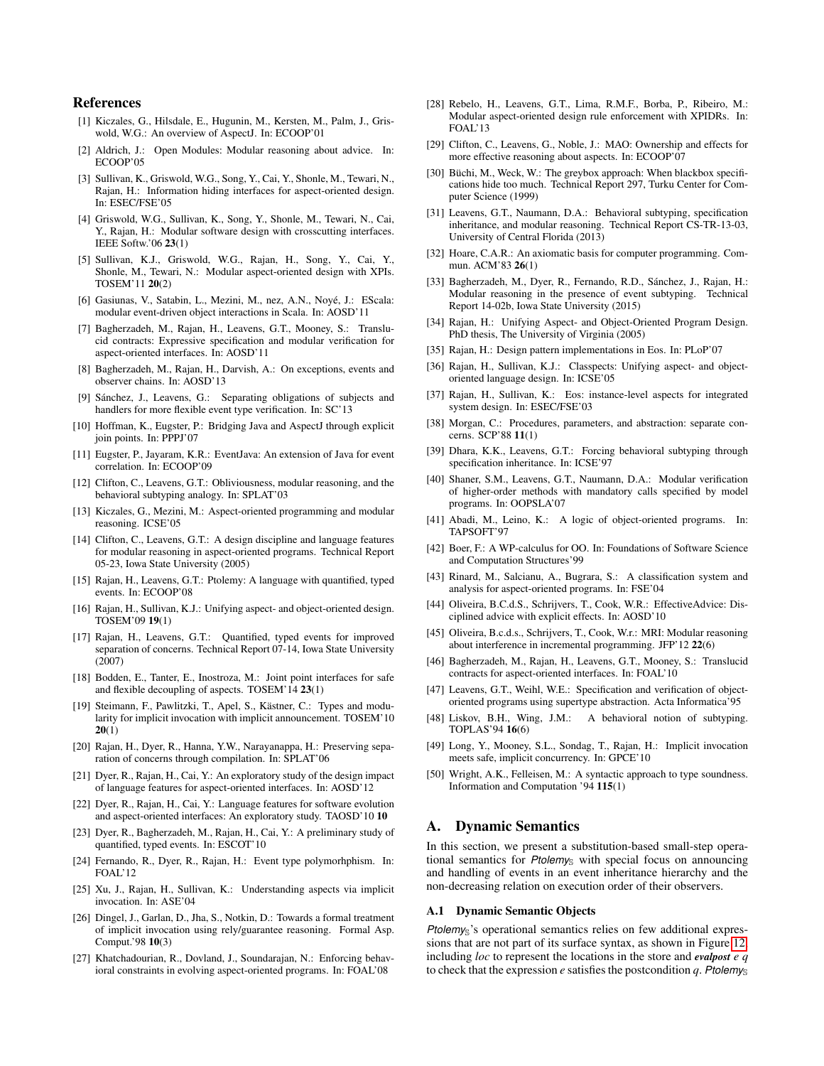## References

[1] Kiczales, G., Hilsdale, E., Hugunin, M., Kersten, M., Palm, J., Griswold, W.G.: An overview of AspectJ. In: ECOOP'01

[2] Aldrich, J.: Open Modules: Modular reasoning about advice. In: ECOOP'05

[3] Sullivan, K., Griswold, W.G., Song, Y., Cai, Y., Shonle, M., Tewari, N., Rajan, H.: Information hiding interfaces for aspect-oriented design. In: ESEC/FSE'05

[4] Griswold, W.G., Sullivan, K., Song, Y., Shonle, M., Tewari, N., Cai, Y., Rajan, H.: Modular software design with crosscutting interfaces. IEEE Softw.'06 **23**(1)

[5] Sullivan, K.J., Griswold, W.G., Rajan, H., Song, Y., Cai, Y., Shonle, M., Tewari, N.: Modular aspect-oriented design with XPIs. TOSEM'11 **20**(2)

[6] Gasiunas, V., Satabin, L., Mezini, M., nez, A.N., Noyé, J.: EScala: modular event-driven object interactions in Scala. In: AOSD'11

[7] Bagherzadeh, M., Rajan, H., Leavens, G.T., Mooney, S.: Translucid contracts: Expressive specification and modular verification for aspect-oriented interfaces. In: AOSD'11

[8] Bagherzadeh, M., Rajan, H., Darvish, A.: On exceptions, events and observer chains. In: AOSD'13

[9] Sánchez, J., Leavens, G.: Separating obligations of subjects and handlers for more flexible event type verification. In: SC'13

[10] Hoffman, K., Eugster, P.: Bridging Java and AspectJ through explicit join points. In: PPPJ'07

[11] Eugster, P., Jayaram, K.R.: EventJava: An extension of Java for event correlation. In: ECOOP'09

[12] Clifton, C., Leavens, G.T.: Obliviousness, modular reasoning, and the behavioral subtyping analogy. In: SPLAT'03

[13] Kiczales, G., Mezini, M.: Aspect-oriented programming and modular reasoning. ICSE'05

[14] Clifton, C., Leavens, G.T.: A design discipline and language features for modular reasoning in aspect-oriented programs. Technical Report 05-23, Iowa State University (2005)

[15] Rajan, H., Leavens, G.T.: Ptolemy: A language with quantified, typed events. In: ECOOP'08

[16] Rajan, H., Sullivan, K.J.: Unifying aspect- and object-oriented design. TOSEM'09 **19**(1)

[17] Rajan, H., Leavens, G.T.: Quantified, typed events for improved separation of concerns. Technical Report 07-14, Iowa State University (2007)

[18] Bodden, E., Tanter, E., Inostroza, M.: Joint point interfaces for safe and flexible decoupling of aspects. TOSEM'14 **23**(1)

[19] Steimann, F., Pawlitzki, T., Apel, S., Kästner, C.: Types and modularity for implicit invocation with implicit announcement. TOSEM'10 **20**(1)

[20] Rajan, H., Dyer, R., Hanna, Y.W., Narayanappa, H.: Preserving separation of concerns through compilation. In: SPLAT'06

[21] Dyer, R., Rajan, H., Cai, Y.: An exploratory study of the design impact of language features for aspect-oriented interfaces. In: AOSD'12

[22] Dyer, R., Rajan, H., Cai, Y.: Language features for software evolution and aspect-oriented interfaces: An exploratory study. TAOSD'10 **10**

[23] Dyer, R., Bagherzadeh, M., Rajan, H., Cai, Y.: A preliminary study of quantified, typed events. In: ESCOT'10

[24] Fernando, R., Dyer, R., Rajan, H.: Event type polymorhphism. In: FOAL'12

[25] Xu, J., Rajan, H., Sullivan, K.: Understanding aspects via implicit invocation. In: ASE'04

[26] Dingel, J., Garlan, D., Jha, S., Notkin, D.: Towards a formal treatment of implicit invocation using rely/guarantee reasoning. Formal Asp. Comput.'98 **10**(3)

[27] Khatchadourian, R., Dovland, J., Soundarajan, N.: Enforcing behavioral constraints in evolving aspect-oriented programs. In: FOAL'08

[28] Rebelo, H., Leavens, G.T., Lima, R.M.F., Borba, P., Ribeiro, M.: Modular aspect-oriented design rule enforcement with XPIDRs. In: FOAL'13

[29] Clifton, C., Leavens, G., Noble, J.: MAO: Ownership and effects for more effective reasoning about aspects. In: ECOOP'07

[30] Büchi, M., Weck, W.: The greybox approach: When blackbox specifications hide too much. Technical Report 297, Turku Center for Computer Science (1999)

[31] Leavens, G.T., Naumann, D.A.: Behavioral subtyping, specification inheritance, and modular reasoning. Technical Report CS-TR-13-03, University of Central Florida (2013)

[32] Hoare, C.A.R.: An axiomatic basis for computer programming. Commun. ACM'83 **26**(1)

[33] Bagherzadeh, M., Dyer, R., Fernando, R.D., Sánchez, J., Rajan, H.: Modular reasoning in the presence of event subtyping. Technical Report 14-02b, Iowa State University (2015)

[34] Rajan, H.: Unifying Aspect- and Object-Oriented Program Design. PhD thesis, The University of Virginia (2005)

[35] Rajan, H.: Design pattern implementations in Eos. In: PLoP'07

[36] Rajan, H., Sullivan, K.J.: Classpects: Unifying aspect- and object-oriented language design. In: ICSE'05

[37] Rajan, H., Sullivan, K.: Eos: instance-level aspects for integrated system design. In: ESEC/FSE'03

[38] Morgan, C.: Procedures, parameters, and abstraction: separate concerns. SCP'88 **11**(1)

[39] Dhara, K.K., Leavens, G.T.: Forcing behavioral subtyping through specification inheritance. In: ICSE'97

[40] Shaner, S.M., Leavens, G.T., Naumann, D.A.: Modular verification of higher-order methods with mandatory calls specified by model programs. In: OOPSLA'07

[41] Abadi, M., Leino, K.: A logic of object-oriented programs. In: TAPSOFT'97

[42] Boer, F.: A WP-calculus for OO. In: Foundations of Software Science and Computation Structures'99

[43] Rinard, M., Salcianu, A., Bugrara, S.: A classification system and analysis for aspect-oriented programs. In: FSE'04

[44] Oliveira, B.C.d.S., Schrijvers, T., Cook, W.R.: EffectiveAdvice: Disciplined advice with explicit effects. In: AOSD'10

[45] Oliveira, B.c.d.s., Schrijvers, T., Cook, W.r.: MRI: Modular reasoning about interference in incremental programming. JFP'12 **22**(6)

[46] Bagherzadeh, M., Rajan, H., Leavens, G.T., Mooney, S.: Translucid contracts for aspect-oriented interfaces. In: FOAL'10

[47] Leavens, G.T., Weihl, W.E.: Specification and verification of object-oriented programs using supertype abstraction. Acta Informatica'95

[48] Liskov, B.H., Wing, J.M.: A behavioral notion of subtyping. TOPLAS'94 **16**(6)

[49] Long, Y., Mooney, S.L., Sondag, T., Rajan, H.: Implicit invocation meets safe, implicit concurrency. In: GPCE'10

[50] Wright, A.K., Felleisen, M.: A syntactic approach to type soundness. Information and Computation '94 **115**(1)

## A. Dynamic Semantics

In this section, we present a substitution-based small-step operational semantics for *Ptolemy*$_{\mathbb{S}}$ with special focus on announcing and handling of events in an event inheritance hierarchy and the non-decreasing relation on execution order of their observers.

### A.1 Dynamic Semantic Objects

*Ptolemy*$_{\mathbb{S}}$'s operational semantics relies on few additional expressions that are not part of its surface syntax, as shown in Figure 12, including *loc* to represent the locations in the store and ***evalpost*** *e q* to check that the expression *e* satisfies the postcondition *q*. *Ptolemy*$_{\mathbb{S}}$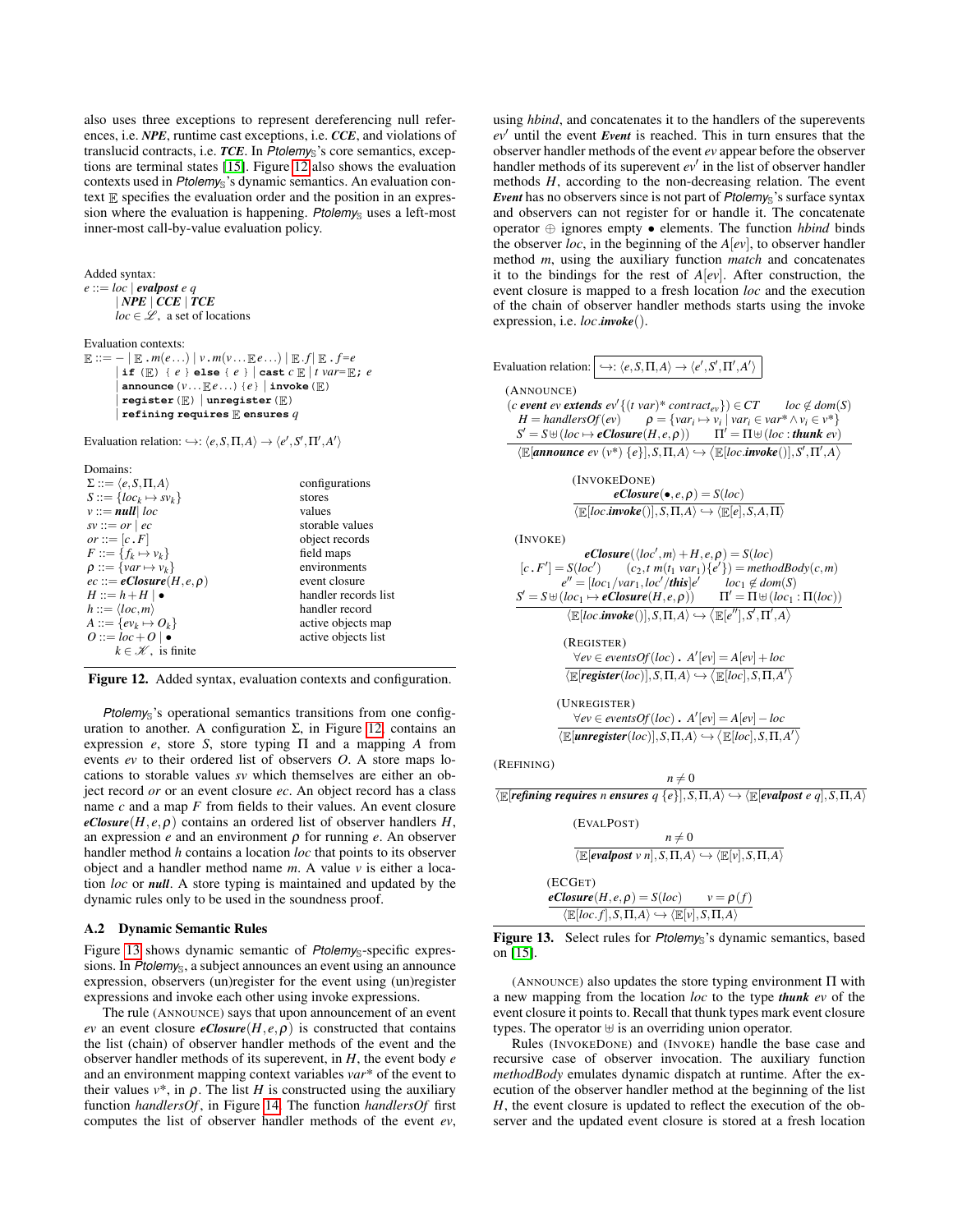also uses three exceptions to represent dereferencing null references, i.e. ***NPE***, runtime cast exceptions, i.e. ***CCE***, and violations of translucid contracts, i.e. ***TCE***. In *Ptolemy*$_{\mathbb{S}}$'s core semantics, exceptions are terminal states [15]. Figure 12 also shows the evaluation contexts used in *Ptolemy*$_{\mathbb{S}}$'s dynamic semantics. An evaluation context $\mathbb{E}$ specifies the evaluation order and the position in an expression where the evaluation is happening. *Ptolemy*$_{\mathbb{S}}$ uses a left-most inner-most call-by-value evaluation policy.

Added syntax:

$$
\begin{array}{l}
e ::= loc \mid \textbf{\textit{evalpost}}\ e\ q \\
\quad\quad \mid \textbf{\textit{NPE}} \mid \textbf{\textit{CCE}} \mid \textbf{\textit{TCE}} \\
\quad\quad loc \in \mathscr{L},\ \text{a set of locations}
\end{array}
$$

Evaluation contexts:

$$
\begin{array}{l}
\mathbb{E} ::= - \mid \mathbb{E}\,.m(e\ldots) \mid v.m(v\ldots\mathbb{E}\,e\ldots) \mid \mathbb{E}.f \mid \mathbb{E}\,.\,f{=}e \\
\quad\mid \texttt{if}\ (\mathbb{E})\ \{\ e\ \}\ \texttt{else}\ \{\ e\ \} \mid \texttt{cast}\ c\ \mathbb{E} \mid t\ var{=}\mathbb{E};\ e \\
\quad\mid \texttt{announce}\ (v\ldots\mathbb{E}\,e\ldots)\ \{e\} \mid \texttt{invoke}\ (\mathbb{E}) \\
\quad\mid \texttt{register}\ (\mathbb{E}) \mid \texttt{unregister}\ (\mathbb{E}) \\
\quad\mid \texttt{refining requires}\ \mathbb{E}\ \texttt{ensures}\ q
\end{array}
$$

Evaluation relation: $\hookrightarrow : \langle e, S, \Pi, A\rangle \rightarrow \langle e', S', \Pi', A'\rangle$

Domains:

| | |
|---|---|
| $\Sigma ::= \langle e, S, \Pi, A\rangle$ | configurations |
| $S ::= \{loc_k \mapsto sv_k\}$ | stores |
| $v ::= \textbf{\textit{null}} \mid loc$ | values |
| $sv ::= or \mid ec$ | storable values |
| $or ::= [c\,.\,F]$ | object records |
| $F ::= \{f_k \mapsto v_k\}$ | field maps |
| $\rho ::= \{var \mapsto v_k\}$ | environments |
| $ec ::= \textbf{\textit{eClosure}}(H, e, \rho)$ | event closure |
| $H ::= h + H \mid \bullet$ | handler records list |
| $h ::= \langle loc, m\rangle$ | handler record |
| $A ::= \{ev_k \mapsto O_k\}$ | active objects map |
| $O ::= loc + O \mid \bullet$ | active objects list |
| $k \in \mathscr{K}$, is finite | |

**Figure 12.** Added syntax, evaluation contexts and configuration.

*Ptolemy*$_{\mathbb{S}}$'s operational semantics transitions from one configuration to another. A configuration $\Sigma$, in Figure 12, contains an expression $e$, store $S$, store typing $\Pi$ and a mapping $A$ from events $ev$ to their ordered list of observers $O$. A store maps locations to storable values $sv$ which themselves are either an object record $or$ or an event closure $ec$. An object record has a class name $c$ and a map $F$ from fields to their values. An event closure $\textbf{\textit{eClosure}}(H, e, \rho)$ contains an ordered list of observer handlers $H$, an expression $e$ and an environment $\rho$ for running $e$. An observer handler method $h$ contains a location $loc$ that points to its observer object and a handler method name $m$. A value $v$ is either a location $loc$ or ***null***. A store typing is maintained and updated by the dynamic rules only to be used in the soundness proof.

### A.2 Dynamic Semantic Rules

Figure 13 shows dynamic semantic of *Ptolemy*$_{\mathbb{S}}$-specific expressions. In *Ptolemy*$_{\mathbb{S}}$, a subject announces an event using an announce expression, observers (un)register for the event using (un)register expressions and invoke each other using invoke expressions.

The rule (ANNOUNCE) says that upon announcement of an event $ev$ an event closure $\textbf{\textit{eClosure}}(H, e, \rho)$ is constructed that contains the list (chain) of observer handler methods of the event and the observer handler methods of its superevent, in $H$, the event body $e$ and an environment mapping context variables $var^*$ of the event to their values $v^*$, in $\rho$. The list $H$ is constructed using the auxiliary function *handlersOf*, in Figure 14. The function *handlersOf* first computes the list of observer handler methods of the event $ev$, using *hbind*, and concatenates it to the handlers of the superevents $ev'$ until the event ***Event*** is reached. This in turn ensures that the observer handler methods of the event $ev$ appear before the observer handler methods of its superevent $ev'$ in the list of observer handler methods $H$, according to the non-decreasing relation. The event ***Event*** has no observers since is not part of *Ptolemy*$_{\mathbb{S}}$'s surface syntax and observers can not register for or handle it. The concatenate operator $\oplus$ ignores empty $\bullet$ elements. The function *hbind* binds the observer $loc$, in the beginning of the $A[ev]$, to observer handler method $m$, using the auxiliary function *match* and concatenates it to the bindings for the rest of $A[ev]$. After construction, the event closure is mapped to a fresh location $loc$ and the execution of the chain of observer handler methods starts using the invoke expression, i.e. $loc.\textbf{\textit{invoke}}()$.

Evaluation relation: $\hookrightarrow : \langle e, S, \Pi, A\rangle \rightarrow \langle e', S', \Pi', A'\rangle$

(ANNOUNCE)
$$
\frac{\begin{array}{c}(c\ \textbf{\textit{event}}\ ev\ \textbf{\textit{extends}}\ ev'\{(t\ var)^*\ contract_{ev}\}) \in CT \qquad loc \notin dom(S) \\ H = handlersOf(ev) \qquad \rho = \{var_i \mapsto v_i \mid var_i \in var^* \wedge v_i \in v^*\} \\ S' = S \uplus (loc \mapsto \textbf{\textit{eClosure}}(H, e, \rho)) \qquad \Pi' = \Pi \uplus (loc : \textbf{\textit{thunk}}\ ev)\end{array}}{\langle \mathbb{E}[\textbf{\textit{announce}}\ ev\ (v^*)\ \{e\}], S, \Pi, A\rangle \hookrightarrow \langle \mathbb{E}[loc.\textbf{\textit{invoke}}()], S', \Pi', A\rangle}
$$

(INVOKEDONE)
$$
\frac{\textbf{\textit{eClosure}}(\bullet, e, \rho) = S(loc)}{\langle \mathbb{E}[loc.\textbf{\textit{invoke}}()], S, \Pi, A\rangle \hookrightarrow \langle \mathbb{E}[e], S, A, \Pi\rangle}
$$

(INVOKE)
$$
\frac{\begin{array}{c}\textbf{\textit{eClosure}}(\langle loc', m\rangle + H, e, \rho) = S(loc) \\ [c\,.\,F'] = S(loc') \qquad (c_2, t\ m(t_1\ var_1)\{e'\}) = methodBody(c, m) \\ e'' = [loc_1/var_1, loc'/\textbf{\textit{this}}]e' \qquad loc_1 \notin dom(S) \\ S' = S \uplus (loc_1 \mapsto \textbf{\textit{eClosure}}(H, e, \rho)) \qquad \Pi' = \Pi \uplus (loc_1 : \Pi(loc))\end{array}}{\langle \mathbb{E}[loc.\textbf{\textit{invoke}}()], S, \Pi, A\rangle \hookrightarrow \langle \mathbb{E}[e''], S', \Pi', A\rangle}
$$

(REGISTER)
$$
\frac{\forall ev \in eventsOf(loc)\ .\ A'[ev] = A[ev] + loc}{\langle \mathbb{E}[\textbf{\textit{register}}(loc)], S, \Pi, A\rangle \hookrightarrow \langle \mathbb{E}[loc], S, \Pi, A'\rangle}
$$

(UNREGISTER)
$$
\frac{\forall ev \in eventsOf(loc)\ .\ A'[ev] = A[ev] - loc}{\langle \mathbb{E}[\textbf{\textit{unregister}}(loc)], S, \Pi, A\rangle \hookrightarrow \langle \mathbb{E}[loc], S, \Pi, A'\rangle}
$$

(REFINING)
$$
\frac{n \neq 0}{\langle \mathbb{E}[\textbf{\textit{refining requires}}\ n\ \textbf{\textit{ensures}}\ q\ \{e\}], S, \Pi, A\rangle \hookrightarrow \langle \mathbb{E}[\textbf{\textit{evalpost}}\ e\ q], S, \Pi, A\rangle}
$$

(EVALPOST)
$$
\frac{n \neq 0}{\langle \mathbb{E}[\textbf{\textit{evalpost}}\ v\ n], S, \Pi, A\rangle \hookrightarrow \langle \mathbb{E}[v], S, \Pi, A\rangle}
$$

(ECGET)
$$
\frac{\textbf{\textit{eClosure}}(H, e, \rho) = S(loc) \qquad v = \rho(f)}{\langle \mathbb{E}[loc.f], S, \Pi, A\rangle \hookrightarrow \langle \mathbb{E}[v], S, \Pi, A\rangle}
$$

**Figure 13.** Select rules for *Ptolemy*$_{\mathbb{S}}$'s dynamic semantics, based on [15].

(ANNOUNCE) also updates the store typing environment $\Pi$ with a new mapping from the location $loc$ to the type ***thunk*** $ev$ of the event closure it points to. Recall that thunk types mark event closure types. The operator $\uplus$ is an overriding union operator.

Rules (INVOKEDONE) and (INVOKE) handle the base case and recursive case of observer invocation. The auxiliary function *methodBody* emulates dynamic dispatch at runtime. After the execution of the observer handler method at the beginning of the list $H$, the event closure is updated to reflect the execution of the observer and the updated event closure is stored at a fresh location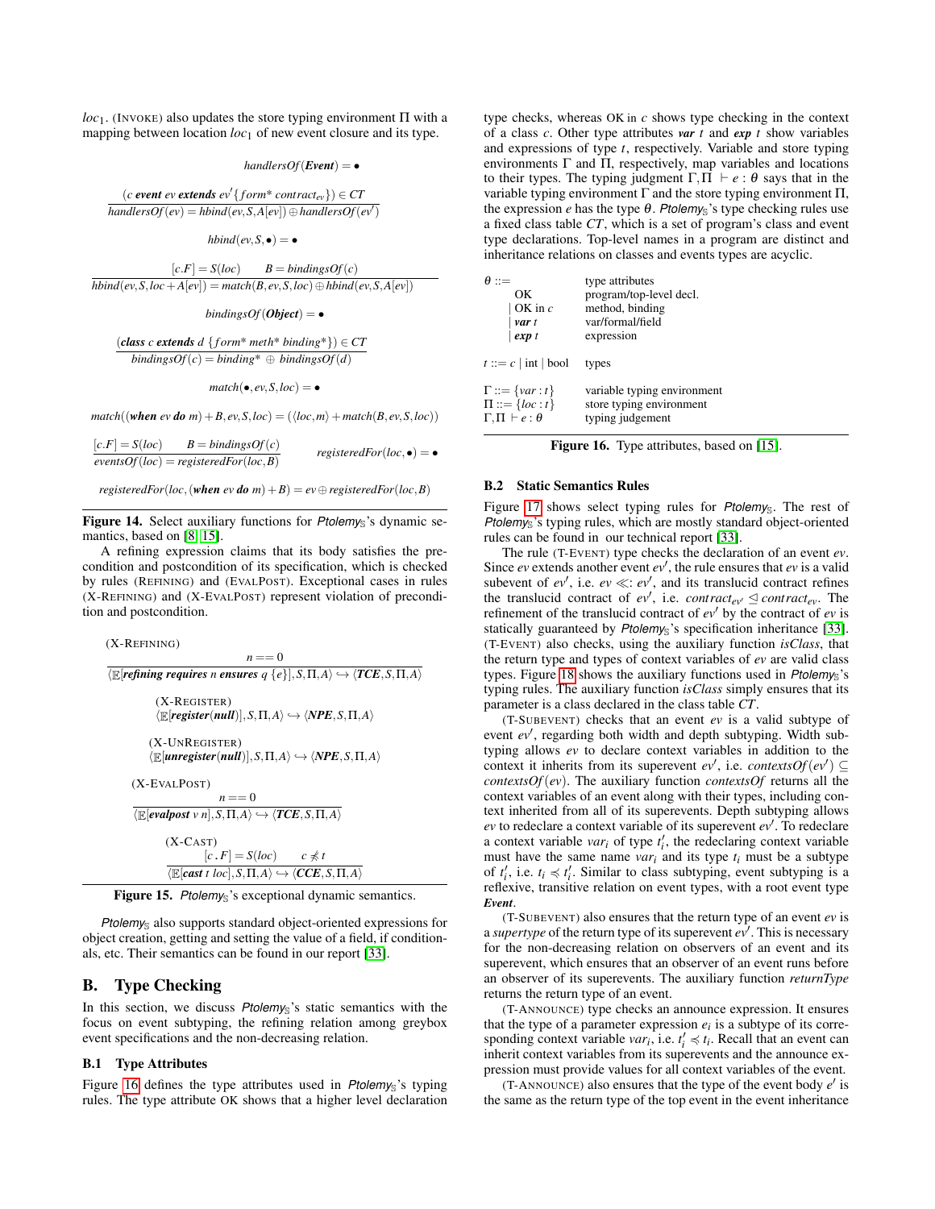$loc_1$. (INVOKE) also updates the store typing environment $\Pi$ with a mapping between location $loc_1$ of new event closure and its type.

$$handlersOf(\textbf{\textit{Event}}) = \bullet$$

$$\frac{(c\ \textbf{\textit{event}}\ ev\ \textbf{\textit{extends}}\ ev'\{form^*\ contract_{ev}\}) \in CT}{handlersOf(ev) = hbind(ev, S, A[ev]) \oplus handlersOf(ev')}$$

$$hbind(ev, S, \bullet) = \bullet$$

$$\frac{[c.F] = S(loc) \qquad B = bindingsOf(c)}{hbind(ev, S, loc + A[ev]) = match(B, ev, S, loc) \oplus hbind(ev, S, A[ev])}$$

$$bindingsOf(\textbf{\textit{Object}}) = \bullet$$

$$\frac{(\textbf{\textit{class}}\ c\ \textbf{\textit{extends}}\ d\ \{form^*\ meth^*\ binding^*\}) \in CT}{bindingsOf(c) = binding^* \oplus bindingsOf(d)}$$

$$match(\bullet, ev, S, loc) = \bullet$$

$$match((\textbf{\textit{when}}\ ev\ \textbf{\textit{do}}\ m) + B, ev, S, loc) = (\langle loc, m\rangle + match(B, ev, S, loc))$$

$$\frac{[c.F] = S(loc) \qquad B = bindingsOf(c)}{eventsOf(loc) = registeredFor(loc, B)} \qquad registeredFor(loc, \bullet) = \bullet$$

$$registeredFor(loc, (\textbf{\textit{when}}\ ev\ \textbf{\textit{do}}\ m) + B) = ev \oplus registeredFor(loc, B)$$

**Figure 14.** Select auxiliary functions for *Ptolemy*$_{\mathbb{S}}$'s dynamic semantics, based on [8, 15].

A refining expression claims that its body satisfies the precondition and postcondition of its specification, which is checked by rules (REFINING) and (EVALPOST). Exceptional cases in rules (X-REFINING) and (X-EVALPOST) represent violation of precondition and postcondition.

(X-REFINING)
$$\frac{n == 0}{\langle \mathbb{E}[\textbf{\textit{refining requires}}\ n\ \textbf{\textit{ensures}}\ q\ \{e\}], S, \Pi, A\rangle \hookrightarrow \langle \textbf{\textit{TCE}}, S, \Pi, A\rangle}$$

(X-REGISTER)
$$\langle \mathbb{E}[\textbf{\textit{register}}(\textbf{\textit{null}})], S, \Pi, A\rangle \hookrightarrow \langle \textbf{\textit{NPE}}, S, \Pi, A\rangle$$

(X-UNREGISTER)
$$\langle \mathbb{E}[\textbf{\textit{unregister}}(\textbf{\textit{null}})], S, \Pi, A\rangle \hookrightarrow \langle \textbf{\textit{NPE}}, S, \Pi, A\rangle$$

(X-EVALPOST)
$$\frac{n == 0}{\langle \mathbb{E}[\textbf{\textit{evalpost}}\ v\ n], S, \Pi, A\rangle \hookrightarrow \langle \textbf{\textit{TCE}}, S, \Pi, A\rangle}$$

(X-CAST)
$$\frac{[c\,.\,F] = S(loc) \qquad c \not\preccurlyeq t}{\langle \mathbb{E}[\textbf{\textit{cast}}\ t\ loc], S, \Pi, A\rangle \hookrightarrow \langle \textbf{\textit{CCE}}, S, \Pi, A\rangle}$$

**Figure 15.** *Ptolemy*$_{\mathbb{S}}$'s exceptional dynamic semantics.

*Ptolemy*$_{\mathbb{S}}$ also supports standard object-oriented expressions for object creation, getting and setting the value of a field, if conditionals, etc. Their semantics can be found in our report [33].

## B. Type Checking

In this section, we discuss *Ptolemy*$_{\mathbb{S}}$'s static semantics with the focus on event subtyping, the refining relation among greybox event specifications and the non-decreasing relation.

### B.1 Type Attributes

Figure 16 defines the type attributes used in *Ptolemy*$_{\mathbb{S}}$'s typing rules. The type attribute OK shows that a higher level declaration type checks, whereas OK in $c$ shows type checking in the context of a class $c$. Other type attributes ***var*** $t$ and ***exp*** $t$ show variables and expressions of type $t$, respectively. Variable and store typing environments $\Gamma$ and $\Pi$, respectively, map variables and locations to their types. The typing judgment $\Gamma, \Pi \vdash e : \theta$ says that in the variable typing environment $\Gamma$ and the store typing environment $\Pi$, the expression $e$ has the type $\theta$. *Ptolemy*$_{\mathbb{S}}$'s type checking rules use a fixed class table $CT$, which is a set of program's class and event type declarations. Top-level names in a program are distinct and inheritance relations on classes and events types are acyclic.

| | |
|---|---|
| $\theta ::=$ | type attributes |
| $\quad$ OK | program/top-level decl. |
| $\quad \mid$ OK in $c$ | method, binding |
| $\quad \mid$ ***var*** $t$ | var/formal/field |
| $\quad \mid$ ***exp*** $t$ | expression |
| $t ::= c \mid \text{int} \mid \text{bool}$ | types |
| $\Gamma ::= \{var : t\}$ | variable typing environment |
| $\Pi ::= \{loc : t\}$ | store typing environment |
| $\Gamma, \Pi \vdash e : \theta$ | typing judgement |

**Figure 16.** Type attributes, based on [15].

### B.2 Static Semantics Rules

Figure 17 shows select typing rules for *Ptolemy*$_{\mathbb{S}}$. The rest of *Ptolemy*$_{\mathbb{S}}$'s typing rules, which are mostly standard object-oriented rules can be found in our technical report [33].

The rule (T-EVENT) type checks the declaration of an event $ev$. Since $ev$ extends another event $ev'$, the rule ensures that $ev$ is a valid subevent of $ev'$, i.e. $ev \ll: ev'$, and its translucid contract refines the translucid contract of $ev'$, i.e. $contract_{ev'} \trianglelefteq contract_{ev}$. The refinement of the translucid contract of $ev'$ by the contract of $ev$ is statically guaranteed by *Ptolemy*$_{\mathbb{S}}$'s specification inheritance [33]. (T-EVENT) also checks, using the auxiliary function *isClass*, that the return type and types of context variables of $ev$ are valid class types. Figure 18 shows the auxiliary functions used in *Ptolemy*$_{\mathbb{S}}$'s typing rules. The auxiliary function *isClass* simply ensures that its parameter is a class declared in the class table $CT$.

(T-SUBEVENT) checks that an event $ev$ is a valid subtype of event $ev'$, regarding both width and depth subtyping. Width subtyping allows $ev$ to declare context variables in addition to the context it inherits from its superevent $ev'$, i.e. $contextsOf(ev') \subseteq contextsOf(ev)$. The auxiliary function *contextsOf* returns all the context variables of an event along with their types, including context inherited from all of its superevents. Depth subtyping allows $ev$ to redeclare a context variable of its superevent $ev'$. To redeclare a context variable $var_i$ of type $t'_i$, the redeclaring context variable must have the same name $var_i$ and its type $t_i$ must be a subtype of $t'_i$, i.e. $t_i \preccurlyeq t'_i$. Similar to class subtyping, event subtyping is a reflexive, transitive relation on event types, with a root event type ***Event***.

(T-SUBEVENT) also ensures that the return type of an event $ev$ is a *supertype* of the return type of its superevent $ev'$. This is necessary for the non-decreasing relation on observers of an event and its superevent, which ensures that an observer of an event runs before an observer of its superevents. The auxiliary function *returnType* returns the return type of an event.

(T-ANNOUNCE) type checks an announce expression. It ensures that the type of a parameter expression $e_i$ is a subtype of its corresponding context variable $var_i$, i.e. $t'_i \preccurlyeq t_i$. Recall that an event can inherit context variables from its superevents and the announce expression must provide values for all context variables of the event.

(T-ANNOUNCE) also ensures that the type of the event body $e'$ is the same as the return type of the top event in the event inheritance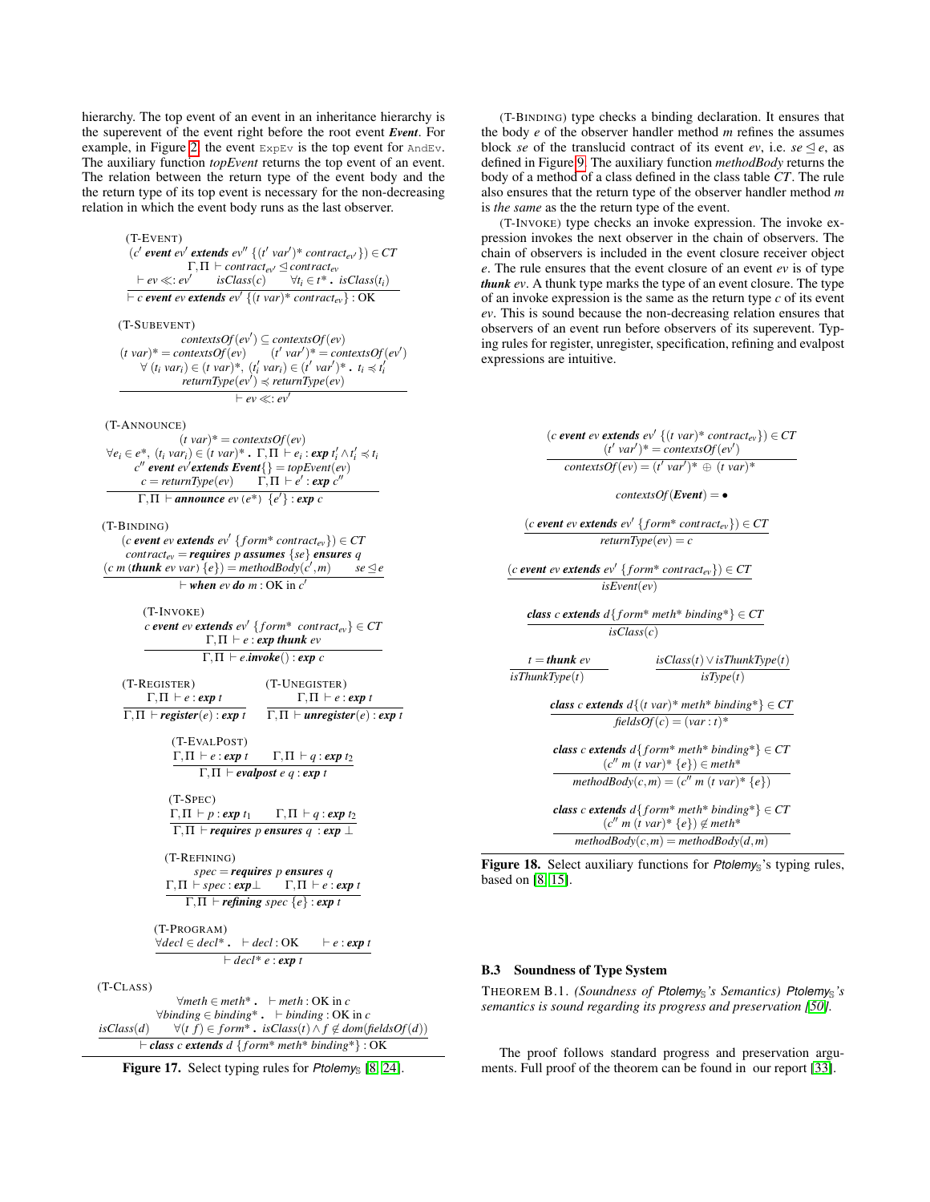hierarchy. The top event of an event in an inheritance hierarchy is the superevent of the event right before the root event ***Event***. For example, in Figure 2, the event `ExpEv` is the top event for `AndEv`. The auxiliary function *topEvent* returns the top event of an event. The relation between the return type of the event body and the the return type of its top event is necessary for the non-decreasing relation in which the event body runs as the last observer.

(T-EVENT)
$$\frac{\begin{array}{c}(c' \; \textbf{\textit{event}} \; ev' \; \textbf{\textit{extends}} \; ev'' \; \{(t' \; var')^* \; contract_{ev'}\}) \in CT \\ \Gamma, \Pi \vdash contract_{ev'} \trianglelefteq contract_{ev} \\ \vdash ev \lll: ev' \quad isClass(c) \quad \forall t_i \in t^* \, . \; isClass(t_i)\end{array}}{\vdash c \; \textbf{\textit{event}} \; ev \; \textbf{\textit{extends}} \; ev' \; \{(t \; var)^* \; contract_{ev}\} : \text{OK}}$$

(T-SUBEVENT)
$$\frac{\begin{array}{c}contextsOf(ev') \subseteq contextsOf(ev) \\ (t \; var)^* = contextsOf(ev) \qquad (t' \; var')^* = contextsOf(ev') \\ \forall \, (t_i \; var_i) \in (t \; var)^*, \; (t'_i \; var_i) \in (t' \; var')^* \, . \; t_i \preccurlyeq t'_i \\ returnType(ev') \preccurlyeq returnType(ev)\end{array}}{\vdash ev \lll: ev'}$$

(T-ANNOUNCE)
$$\frac{\begin{array}{c}(t \; var)^* = contextsOf(ev) \\ \forall e_i \in e^*, \; (t_i \; var_i) \in (t \; var)^* \, . \; \Gamma, \Pi \vdash e_i : \textbf{\textit{exp}} \; t'_i \wedge t'_i \preccurlyeq t_i \\ c'' \; \textbf{\textit{event}} \; ev' \textbf{\textit{extends}} \; \textbf{\textit{Event}}\{\} = topEvent(ev) \\ c = returnType(ev) \qquad \Gamma, \Pi \vdash e' : \textbf{\textit{exp}} \; c''\end{array}}{\Gamma, \Pi \vdash \textbf{\textit{announce}} \; ev \; (e^*) \; \{e'\} : \textbf{\textit{exp}} \; c}$$

(T-BINDING)
$$\frac{\begin{array}{c}(c \; \textbf{\textit{event}} \; ev \; \textbf{\textit{extends}} \; ev' \; \{form^* \; contract_{ev}\}) \in CT \\ contract_{ev} = \textbf{\textit{requires}} \; p \; \textbf{\textit{assumes}} \; \{se\} \; \textbf{\textit{ensures}} \; q \\ (c \; m \; (\textbf{\textit{thunk}} \; ev \; var) \; \{e\}) = methodBody(c', m) \qquad se \trianglelefteq e\end{array}}{\vdash \textbf{\textit{when}} \; ev \; \textbf{\textit{do}} \; m : \text{OK in } c'}$$

(T-INVOKE)
$$\frac{\begin{array}{c}c \; \textbf{\textit{event}} \; ev \; \textbf{\textit{extends}} \; ev' \; \{form^* \;\; contract_{ev}\} \in CT \\ \Gamma, \Pi \vdash e : \textbf{\textit{exp}} \; \textbf{\textit{thunk}} \; ev\end{array}}{\Gamma, \Pi \vdash e.\textbf{\textit{invoke}}() : \textbf{\textit{exp}} \; c}$$

(T-REGISTER)
$$\frac{\Gamma, \Pi \vdash e : \textbf{\textit{exp}} \; t}{\Gamma, \Pi \vdash \textbf{\textit{register}}(e) : \textbf{\textit{exp}} \; t}$$

(T-UNEGISTER)
$$\frac{\Gamma, \Pi \vdash e : \textbf{\textit{exp}} \; t}{\Gamma, \Pi \vdash \textbf{\textit{unregister}}(e) : \textbf{\textit{exp}} \; t}$$

(T-EVALPOST)
$$\frac{\Gamma, \Pi \vdash e : \textbf{\textit{exp}} \; t \qquad \Gamma, \Pi \vdash q : \textbf{\textit{exp}} \; t_2}{\Gamma, \Pi \vdash \textbf{\textit{evalpost}} \; e \; q : \textbf{\textit{exp}} \; t}$$

(T-SPEC)
$$\frac{\Gamma, \Pi \vdash p : \textbf{\textit{exp}} \; t_1 \qquad \Gamma, \Pi \vdash q : \textbf{\textit{exp}} \; t_2}{\Gamma, \Pi \vdash \textbf{\textit{requires}} \; p \; \textbf{\textit{ensures}} \; q \;\; : \textbf{\textit{exp}} \; \bot}$$

(T-REFINING)
$$\frac{\begin{array}{c}spec = \textbf{\textit{requires}} \; p \; \textbf{\textit{ensures}} \; q \\ \Gamma, \Pi \vdash spec : \textbf{\textit{exp}} \bot \qquad \Gamma, \Pi \vdash e : \textbf{\textit{exp}} \; t\end{array}}{\Gamma, \Pi \vdash \textbf{\textit{refining}} \; spec \; \{e\} : \textbf{\textit{exp}} \; t}$$

(T-PROGRAM)
$$\frac{\forall decl \in decl^* \, . \quad \vdash decl : \text{OK} \qquad \vdash e : \textbf{\textit{exp}} \; t}{\vdash decl^* \; e : \textbf{\textit{exp}} \; t}$$

(T-CLASS)
$$\frac{\begin{array}{c}\forall meth \in meth^* \, . \quad \vdash meth : \text{OK in } c \\ \forall binding \in binding^* \, . \quad \vdash binding : \text{OK in } c \\ isClass(d) \qquad \forall (t \; f) \in form^* \, . \; isClass(t) \wedge f \notin dom(fieldsOf(d))\end{array}}{\vdash \textbf{\textit{class}} \; c \; \textbf{\textit{extends}} \; d \; \{form^* \; meth^* \; binding^*\} : \text{OK}}$$

**Figure 17.** Select typing rules for *Ptolemy*$_{\mathbb{S}}$ [8, 24].

(T-BINDING) type checks a binding declaration. It ensures that the body $e$ of the observer handler method $m$ refines the assumes block $se$ of the translucid contract of its event $ev$, i.e. $se \trianglelefteq e$, as defined in Figure 9. The auxiliary function *methodBody* returns the body of a method of a class defined in the class table ***CT***. The rule also ensures that the return type of the observer handler method $m$ is *the same* as the the return type of the event.

(T-INVOKE) type checks an invoke expression. The invoke expression invokes the next observer in the chain of observers. The chain of observers is included in the event closure receiver object $e$. The rule ensures that the event closure of an event $ev$ is of type ***thunk*** $ev$. A thunk type marks the type of an event closure. The type of an invoke expression is the same as the return type $c$ of its event $ev$. This is sound because the non-decreasing relation ensures that observers of an event run before observers of its superevent. Typing rules for register, unregister, specification, refining and evalpost expressions are intuitive.

$$\frac{\begin{array}{c}(c \; \textbf{\textit{event}} \; ev \; \textbf{\textit{extends}} \; ev' \; \{(t \; var)^* \; contract_{ev}\}) \in CT \\ (t' \; var')^* = contextsOf(ev')\end{array}}{contextsOf(ev) = (t' \; var')^* \oplus (t \; var)^*}$$

$$contextsOf(\textbf{\textit{Event}}) = \bullet$$

$$\frac{(c \; \textbf{\textit{event}} \; ev \; \textbf{\textit{extends}} \; ev' \; \{form^* \; contract_{ev}\}) \in CT}{returnType(ev) = c}$$

$$\frac{(c \; \textbf{\textit{event}} \; ev \; \textbf{\textit{extends}} \; ev' \; \{form^* \; contract_{ev}\}) \in CT}{isEvent(ev)}$$

$$\frac{\textbf{\textit{class}} \; c \; \textbf{\textit{extends}} \; d\{form^* \; meth^* \; binding^*\} \in CT}{isClass(c)}$$

$$\frac{t = \textbf{\textit{thunk}} \; ev}{isThunkType(t)} \qquad \frac{isClass(t) \vee isThunkType(t)}{isType(t)}$$

$$\frac{\textbf{\textit{class}} \; c \; \textbf{\textit{extends}} \; d\{(t \; var)^* \; meth^* \; binding^*\} \in CT}{fieldsOf(c) = (var : t)^*}$$

$$\frac{\begin{array}{c}\textbf{\textit{class}} \; c \; \textbf{\textit{extends}} \; d\{form^* \; meth^* \; binding^*\} \in CT \\ (c'' \; m \; (t \; var)^* \; \{e\}) \in meth^*\end{array}}{methodBody(c, m) = (c'' \; m \; (t \; var)^* \; \{e\})}$$

$$\frac{\begin{array}{c}\textbf{\textit{class}} \; c \; \textbf{\textit{extends}} \; d\{form^* \; meth^* \; binding^*\} \in CT \\ (c'' \; m \; (t \; var)^* \; \{e\}) \notin meth^*\end{array}}{methodBody(c, m) = methodBody(d, m)}$$

**Figure 18.** Select auxiliary functions for *Ptolemy*$_{\mathbb{S}}$'s typing rules, based on [8, 15].

### B.3 Soundness of Type System

THEOREM B.1. *(Soundness of Ptolemy$_{\mathbb{S}}$'s Semantics) Ptolemy$_{\mathbb{S}}$'s semantics is sound regarding its progress and preservation [50].*

The proof follows standard progress and preservation arguments. Full proof of the theorem can be found in our report [33].